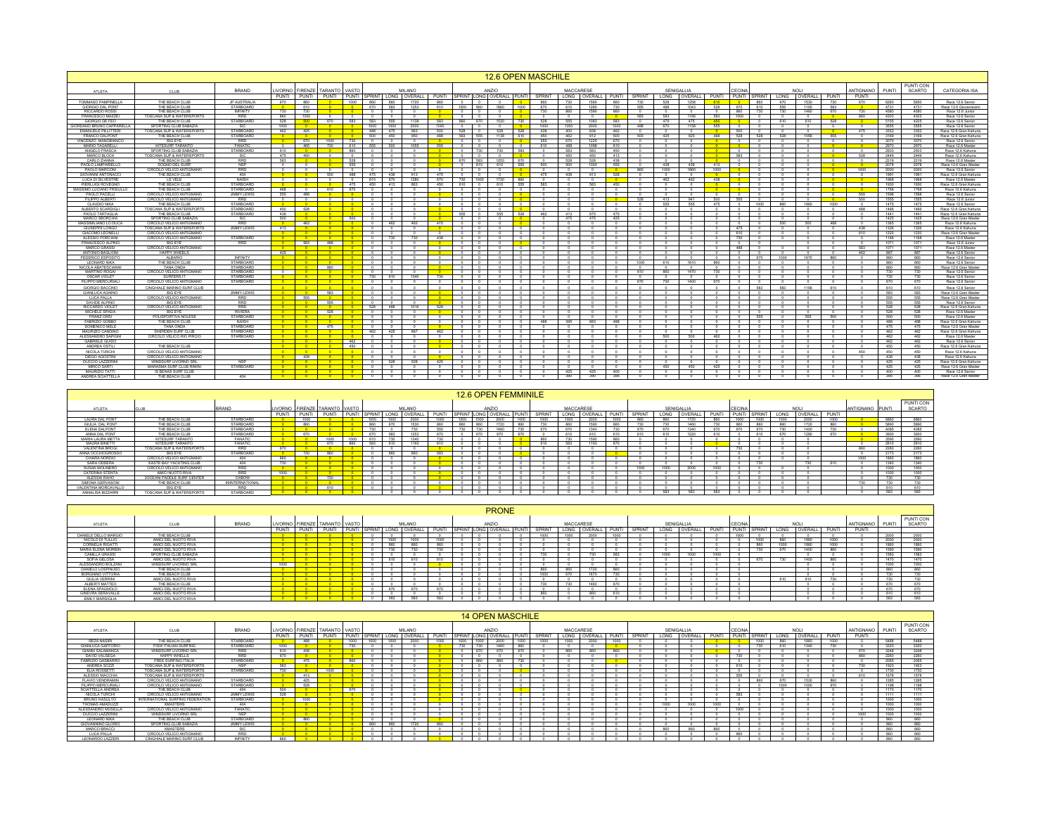## 12.6 OPEN MASCHILE

| ATLETA | CLUB | BRAND | LIVORNO | FIRENZE | TARANTO | VASTO | MILANO | | | | ANZIO | | | | MACCARESE | | | | SENIGALLIA | | | | CECINA | NOLI | | | | ANTIGNANO | PUNTI | PUNTI CON SCARTO | CATEGORIA ISA |
|---|---|---|---|---|---|---|---|---|---|---|---|---|---|---|---|---|---|---|---|---|---|---|---|---|---|---|---|---|---|---|---|
| | | | PUNTI | PUNTI | PUNTI | PUNTI | SPRINT | LONG | OVERALL | PUNTI | SPRINT | LONG | OVERALL | PUNTI | SPRINT | LONG | OVERALL | PUNTI | SPRINT | LONG | OVERALL | PUNTI | PUNTI | SPRINT | LONG | OVERALL | PUNTI | PUNTI | | | |
| TOMMASO PAMPINELLA | THE BEACH CLUB | JP AUSTRALIA | 670 | 860 | 0 | 1000 | 860 | 860 | 1720 | 860 | 0 | 0 | 0 | 0 | 860 | 730 | 1590 | 860 | 730 | 528 | 1258 | 610 | 0 | 860 | 670 | 1530 | 730 | 670 | 6260 | 5650 | Race 12.6 Senior |
| GIORGIO DAL PONT | THE BEACH CLUB | STARBOARD | 0 | 610 | 0 | 0 | 670 | 583 | 1253 | 610 | 1000 | 860 | 1860 | 1000 | 670 | 610 | 1280 | 730 | 555 | 488 | 1043 | 528 | 670 | 610 | 555 | 1165 | 583 | 0 | 4731 | 4731 | Race 12.6 Giovanissimi |
| RICCARDO ROSSI | THE BEACH CLUB | INFINITY | 730 | 730 | 0 | 0 | 0 | 0 | 0 | 0 | 0 | 0 | 0 | 0 | 730 | 860 | 1590 | 860 | 0 | 0 | 0 | 0 | 860 | 730 | 730 | 1460 | 670 | 730 | 4580 | 4580 | Race 12.6 Junior |
| FRANCESCO MAZZEI | TOSCANA SUP & WATERSPORTS | RRD | 860 | 1000 | 0 | 0 | 0 | 0 | 0 | 0 | 0 | 0 | 0 | 0 | 0 | 0 | 0 | 0 | 583 | 583 | 1166 | 583 | 1000 | 0 | 0 | 0 | 0 | 860 | 4303 | 4303 | Race 12.6 Senior |
| GIORGIO DE FEO | THE BEACH CLUB | STARBOARD | 528 | 500 | 670 | 583 | 583 | 555 | 1138 | 583 | 860 | 670 | 1530 | 730 | 528 | 555 | 1083 | 583 | 0 | 475 | 475 | 450 | 0 | 0 | 610 | 610 | 528 | 0 | 5155 | 4205 | Race 12.6 Senior |
| GIORDANO BRUNO CAPPARELLA | SPORTING CLUB SABAZIA | SIC | 1000 | 0 | 0 | 0 | 1000 | 1000 | 2000 | 1000 | 0 | 0 | 0 | 0 | 1000 | 1000 | 2000 | 1000 | 488 | 670 | 1158 | 555 | 0 | 0 | 0 | 0 | 0 | 0 | 3555 | 3555 | Race 12.6 Senior |
| EMANUELE PILLITTERI | TOSCANA SUP & WATERSPORTS | STARBOARD | 462 | 425 | 0 | 0 | 488 | 475 | 963 | 500 | 528 | 0 | 528 | 528 | 438 | 400 | 838 | 462 | 0 | 0 | 0 | 0 | 500 | 0 | 0 | 0 | 0 | 475 | 3352 | 3352 | Race 12.6 Gran Kahuna |
| FRANCO DALPONT | THE BEACH CLUB | STARBOARD | 0 | 0 | 0 | 0 | 500 | 450 | 950 | 488 | 583 | 555 | 1138 | 610 | 450 | 462 | 912 | 500 | 500 | 425 | 925 | 488 | 528 | 528 | 528 | 1056 | 555 | 0 | 3169 | 3169 | Race 12.6 Gran Kahuna |
| VINCENZO MANDIBIANCO | BIG EYE | RRD | 0 | 670 | 1000 | 730 | 0 | 0 | 0 | 0 | 0 | 0 | 0 | 0 | 555 | 670 | 1225 | 670 | 0 | 0 | 0 | 0 | 0 | 0 | 0 | 0 | 0 | 0 | 3070 | 3070 | Race 12.6 Senior |
| MARIO TAGARELLI | KITESURF TARANTO | FANATIC | 0 | 465 | 730 | 610 | 555 | 500 | 1055 | 555 | 0 | 0 | 0 | 0 | 610 | 488 | 1098 | 610 | 0 | 0 | 0 | 0 | 0 | 0 | 0 | 0 | 0 | 0 | 2970 | 2970 | Race 12.6 Master |
| ANGELO FRASCA | SPORTING CLUB SABAZIA | STARBOARD | 610 | 0 | 0 | 860 | 0 | 0 | 0 | 0 | 0 | 730 | 730 | 583 | 0 | 583 | 583 | 450 | 0 | 0 | 0 | 0 | 0 | 0 | 0 | 0 | 0 | 0 | 2503 | 2503 | Race 12.6 Kahuna |
| MARCO GILOCK | TOSCANA SUP & WATERSPORTS | SIC | 475 | 450 | 0 | 0 | 0 | 0 | 0 | 0 | 0 | 0 | 0 | 0 | 0 | 450 | 450 | 413 | 0 | 0 | 0 | 0 | 583 | 0 | 0 | 0 | 0 | 528 | 2449 | 2449 | Race 12.6 Kahuna |
| CARLO ZIANNA | THE BEACH CLUB | RRD | 583 | 0 | 0 | 528 | 0 | 0 | 0 | 0 | 670 | 583 | 1253 | 670 | 0 | 528 | 528 | 438 | 0 | 0 | 0 | 0 | 0 | 0 | 0 | 0 | 0 | 0 | 2219 | 2219 | Race 12.6 Master |
| PAOLO LAMPARIELLO | SOGNO DEL SURF | NSP | 0 | 0 | 0 | 555 | 0 | 0 | 0 | 0 | 0 | 610 | 610 | 555 | 500 | 500 | 1000 | 555 | 0 | 438 | 438 | 413 | 0 | 0 | 0 | 0 | 0 | 0 | 2078 | 2078 | Race 12.6 Gran Master |
| PAOLO MARCONI | CIRCOLO VELICO ANTIGNANO | RRD | 0 | 0 | 0 | 0 | 0 | 0 | 0 | 0 | 0 | 0 | 0 | 0 | 0 | 0 | 0 | 0 | 860 | 1000 | 1860 | 1000 | 0 | 0 | 0 | 0 | 0 | 1000 | 2000 | 2000 | Race 12.6 Senior |
| GIOVANNI ANTONACCI | THE BEACH CLUB | 404 | 0 | 0 | 500 | 488 | 475 | 438 | 913 | 475 | 0 | 0 | 0 | 0 | 475 | 438 | 913 | 528 | 0 | 0 | 0 | 0 | 0 | 0 | 0 | 0 | 0 | 0 | 1991 | 1991 | Race 12.6 Gran Kahuna |
| LUCA DI SILVESTRE | LE VELE | NAISH | 0 | 0 | 0 | 0 | 610 | 670 | 1280 | 670 | 730 | 1000 | 1730 | 860 | 0 | 0 | 0 | 0 | 0 | 462 | 462 | 438 | 0 | 0 | 0 | 0 | 0 | 0 | 1968 | 1968 | Race 12.6 Master |
| PIERLUIGI ROVEGNO | THE BEACH CLUB | STARBOARD | 0 | 0 | 0 | 475 | 450 | 413 | 863 | 450 | 610 | 0 | 610 | 555 | 583 | 0 | 583 | 450 | 0 | 0 | 0 | 0 | 0 | 0 | 0 | 0 | 0 | 0 | 1930 | 1930 | Race 12.6 Gran Master |
| MASSIMO LUCIANO FRISULLO | THE BEACH CLUB | STARBOARD | 488 | 0 | 610 | 670 | 0 | 0 | 0 | 0 | 0 | 0 | 0 | 0 | 0 | 0 | 0 | 0 | 0 | 0 | 0 | 0 | 0 | 0 | 0 | 0 | 0 | 0 | 1768 | 1768 | Race 12.6 Kahuna |
| PAOLO PACELLI | CIRCOLO VELICO ANTIGNANO | JIMMY LEWIS | 555 | 488 | 0 | 0 | 0 | 0 | 0 | 0 | 0 | 0 | 0 | 0 | 0 | 0 | 0 | 0 | 0 | 0 | 0 | 0 | 0 | 0 | 0 | 0 | 0 | 555 | 1598 | 1598 | Race 12.6 Senior |
| FILIPPO ALBERTI | CIRCOLO VELICO ANTIGNANO | RRD | 0 | 0 | 0 | 0 | 0 | 0 | 0 | 0 | 0 | 0 | 0 | 0 | 0 | 0 | 0 | 0 | 528 | 413 | 941 | 500 | 555 | 0 | 0 | 0 | 0 | 500 | 1555 | 1555 | Race 12.6 Junior |
| CLAUDIO NIKA | THE BEACH CLUB | STARBOARD | 0 | 0 | 0 | 0 | 0 | 0 | 0 | 0 | 0 | 0 | 0 | 0 | 0 | 0 | 0 | 0 | 0 | 555 | 555 | 475 | 0 | 1000 | 860 | 1860 | 1000 | 0 | 1475 | 1475 | Race 12.6 Senior |
| ALBERTO SCARDIGLI | TOSCANA SUP & WATERSPORTS | STARBOARD | 450 | 528 | 0 | 0 | 0 | 0 | 0 | 0 | 0 | 0 | 0 | 0 | 0 | 0 | 0 | 0 | 0 | 0 | 0 | 0 | 0 | 0 | 0 | 0 | 0 | 488 | 1466 | 1466 | Race 12.6 Gran Kahuna |
| PAOLO TARTAGLIA | THE BEACH CLUB | STARBOARD | 438 | 0 | 0 | 0 | 0 | 0 | 0 | 0 | 555 | 0 | 555 | 528 | 462 | 413 | 875 | 475 | 0 | 0 | 0 | 0 | 0 | 0 | 0 | 0 | 0 | 0 | 1441 | 1441 | Race 12.6 Gran Kahuna |
| MARCO SBORCHIA | SPORTING CLUB SABAZIA | SIC | 500 | 0 | 0 | 500 | 0 | 0 | 0 | 0 | 0 | 0 | 0 | 0 | 0 | 475 | 475 | 425 | 0 | 0 | 0 | 0 | 0 | 0 | 0 | 0 | 0 | 0 | 1425 | 1425 | Race 12.6 Gran Master |
| MASSIMILIANO LO DUCA | CIRCOLO VELICO ANTIGNANO | RRD | 0 | 462 | 0 | 0 | 0 | 462 | 462 | 415 | 0 | 0 | 0 | 0 | 0 | 0 | 0 | 0 | 0 | 0 | 0 | 0 | 0 | 0 | 500 | 500 | 488 | 0 | 1365 | 1365 | Race 12.6 Kahuna |
| GIUSEPPE LONGO | TOSCANA SUP & WATERSPORTS | JIMMY LEWIS | 413 | 0 | 0 | 0 | 0 | 0 | 0 | 0 | 0 | 0 | 0 | 0 | 0 | 0 | 0 | 0 | 0 | 0 | 0 | 0 | 475 | 0 | 0 | 0 | 0 | 438 | 1326 | 1326 | Race 12.6 Kahuna |
| GIACOMO LEONELLI | CIRCOLO VELICO ANTIGNANO | | 0 | 0 | 0 | 0 | 0 | 0 | 0 | 0 | 0 | 0 | 0 | 0 | 0 | 0 | 0 | 0 | 0 | 0 | 0 | 0 | 610 | 0 | 0 | 0 | 0 | 610 | 1220 | 1220 | Race 12.6 Gran Master |
| ALESSIO PORCIANI | CIRCOLO VELICO ANTIGNANO | STARBOARD | 0 | 0 | 0 | 0 | 0 | 730 | 730 | 438 | 0 | 0 | 0 | 0 | 0 | 0 | 0 | 0 | 0 | 0 | 0 | 0 | 730 | 0 | 0 | 0 | 0 | 0 | 1168 | 1168 | Race 12.6 Master |
| FRANCESCO ALPINO | CIRCOLO VELICO ANTIGNANO | RRD | 0 | 583 | 488 | 0 | 0 | 0 | 0 | 0 | 0 | 0 | 0 | 0 | 0 | 0 | 0 | 0 | 0 | 0 | 0 | 0 | 0 | 0 | 0 | 0 | 0 | 0 | 1071 | 1071 | Race 12.6 Junior |
| MARCO GRASSI | CIRCOLO VELICO ANTIGNANO | | 0 | 0 | 0 | 0 | 0 | 0 | 0 | 0 | 0 | 0 | 0 | 0 | 0 | 0 | 0 | 0 | 0 | 0 | 0 | 0 | 488 | 0 | 0 | 0 | 0 | 583 | 1071 | 1071 | Race 12.6 Master |
| ANTONIO BAGLIONI | HAPPY WHEELS | | 425 | 0 | 0 | 0 | 0 | 0 | 0 | 0 | 0 | 0 | 0 | 0 | 0 | 0 | 0 | 0 | 0 | 0 | 0 | 0 | 0 | 0 | 0 | 0 | 0 | 462 | 887 | 887 | Race 12.6 Senior |
| FEDERICO ESPOSITO | ALBARIO | INFINITY | 0 | 0 | 0 | 0 | 0 | 0 | 0 | 0 | 0 | 0 | 0 | 0 | 0 | 0 | 0 | 0 | 0 | 0 | 0 | 0 | 0 | 670 | 1000 | 1670 | 860 | 0 | 860 | 860 | Race 12.6 Senior |
| LEONARD NIKA | THE BEACH CLUB | STARBOARD | 0 | 0 | 0 | 0 | 0 | 0 | 0 | 0 | 0 | 0 | 0 | 0 | 0 | 0 | 0 | 0 | 1000 | 610 | 1610 | 860 | 0 | 0 | 0 | 0 | 0 | 0 | 860 | 860 | Race 12.6 Senior |
| NICOLA ABATESCIANNI | TANA ONDA | STARBOARD | 0 | 0 | 860 | 0 | 0 | 0 | 0 | 0 | 0 | 0 | 0 | 0 | 0 | 0 | 0 | 0 | 0 | 0 | 0 | 0 | 0 | 0 | 0 | 0 | 0 | 0 | 860 | 860 | Race 12.6 Gran Master |
| MARTINO ROGAI | CIRCOLO VELICO ANTIGNANO | STARBOARD | 0 | 0 | 0 | 0 | 0 | 0 | 0 | 0 | 0 | 0 | 0 | 0 | 0 | 0 | 0 | 0 | 610 | 860 | 1470 | 730 | 0 | 0 | 0 | 0 | 0 | 0 | 730 | 730 | Race 12.6 Senior |
| OSCAR VIOLET | SURFERSIT | STARBOARD | 0 | 0 | 0 | 0 | 730 | 610 | 1340 | 730 | 0 | 0 | 0 | 0 | 0 | 0 | 0 | 0 | 0 | 0 | 0 | 0 | 0 | 0 | 0 | 0 | 0 | 0 | 730 | 730 | Race 12.6 Senior |
| FILIPPO MERCURIALI | CIRCOLO VELICO ANTIGNANO | STARBOARD | 0 | 0 | 0 | 0 | 0 | 0 | 0 | 0 | 0 | 0 | 0 | 0 | 0 | 0 | 0 | 0 | 670 | 730 | 1400 | 670 | 0 | 0 | 0 | 0 | 0 | 0 | 670 | 670 | Race 12.6 Senior |
| GIORGIO BACCINO | CINGHIALE MARINO SURF CLUB | | 0 | 0 | 0 | 0 | 0 | 0 | 0 | 0 | 0 | 0 | 0 | 0 | 0 | 0 | 0 | 0 | 0 | 0 | 0 | 0 | 0 | 583 | 583 | 1166 | 610 | 0 | 610 | 610 | Race 12.6 Senior |
| GIANLUCA AGNINO | | JIMMY LEWIS | 0 | 0 | 583 | 0 | 0 | 0 | 0 | 0 | 0 | 0 | 0 | 0 | 0 | 0 | 0 | 0 | 0 | 0 | 0 | 0 | 0 | 0 | 0 | 0 | 0 | 0 | 583 | 583 | Race 12.6 Kahuna |
| LUCA PALLA | CIRCOLO VELICO ANTIGNANO | RRD | 0 | 555 | 0 | 0 | 0 | 0 | 0 | 0 | 0 | 0 | 0 | 0 | 0 | 0 | 0 | 0 | 0 | 0 | 0 | 0 | 0 | 0 | 0 | 0 | 0 | 0 | 555 | 555 | Race 12.6 Gran Master |
| DAVIDE ALPINO | | BIG EYE | 0 | 0 | 555 | 0 | 0 | 0 | 0 | 0 | 0 | 0 | 0 | 0 | 0 | 0 | 0 | 0 | 0 | 0 | 0 | 0 | 0 | 0 | 0 | 0 | 0 | 0 | 555 | 555 | Race 12.6 Senior |
| RICCARDO VIOLET | CIRCOLO VELICO ANTIGNANO | RRD | 0 | 0 | 0 | 0 | 528 | 488 | 1016 | 528 | 0 | 0 | 0 | 0 | 0 | 0 | 0 | 0 | 0 | 0 | 0 | 0 | 0 | 0 | 0 | 0 | 0 | 0 | 528 | 528 | Race 12.6 Gran Kahuna |
| MICHELE SPADA | | RIVIERA | 0 | 0 | 528 | 0 | 0 | 0 | 0 | 0 | 0 | 0 | 0 | 0 | 0 | 0 | 0 | 0 | 0 | 0 | 0 | 0 | 0 | 0 | 0 | 0 | 0 | 0 | 528 | 528 | Race 12.6 Master |
| FRANZ ORSI | POLISPORTIVA NOLESE | STARBOARD | 0 | 0 | 0 | 0 | 0 | 0 | 0 | 0 | 0 | 0 | 0 | 0 | 0 | 0 | 0 | 0 | 0 | 0 | 0 | 0 | 0 | 555 | 0 | 555 | 500 | 0 | 500 | 500 | Race 12.6 Master |
| FABRIZIO GOBBO | THE BEACH CLUB | NAISH | 0 | 0 | 0 | 0 | 0 | 0 | 0 | 0 | 0 | 0 | 0 | 0 | 488 | 395 | 883 | 488 | 0 | 0 | 0 | 0 | 0 | 0 | 0 | 0 | 0 | 0 | 488 | 488 | Race 12.6 Gran Kahuna |
| DOMENICO MELE | TANA ONDA | STARBOARD | 0 | 0 | 475 | 0 | 0 | 0 | 0 | 0 | 0 | 0 | 0 | 0 | 0 | 0 | 0 | 0 | 0 | 0 | 0 | 0 | 0 | 0 | 0 | 0 | 0 | 0 | 475 | 475 | Race 12.6 Gran Master |
| MAURIZIO CANDINO | SHEREDEN SURF CLUB | STARBOARD | 0 | 0 | 0 | 0 | 462 | 425 | 887 | 462 | 0 | 0 | 0 | 0 | 0 | 0 | 0 | 0 | 0 | 0 | 0 | 0 | 0 | 0 | 0 | 0 | 0 | 0 | 462 | 462 | Race 12.6 Gran Kahuna |
| ALESSANDRO SAPIGNI | CIRCOLO VELICO RIO PIRCIO | STARBOARD | 0 | 0 | 0 | 0 | 0 | 0 | 0 | 0 | 0 | 0 | 0 | 0 | 0 | 0 | 0 | 0 | 0 | 500 | 500 | 462 | 0 | 0 | 0 | 0 | 0 | 0 | 462 | 462 | Race 12.6 Master |
| GABRIELE GUIDO | | | 0 | 0 | 462 | 0 | 0 | 0 | 0 | 0 | 0 | 0 | 0 | 0 | 0 | 0 | 0 | 0 | 0 | 0 | 0 | 0 | 0 | 0 | 0 | 0 | 0 | 0 | 462 | 462 | Race 12.6 Senior |
| ANDREA OSTILI | THE BEACH CLUB | | 0 | 0 | 0 | 450 | 0 | 0 | 0 | 0 | 0 | 0 | 0 | 0 | 0 | 0 | 0 | 0 | 0 | 0 | 0 | 0 | 0 | 0 | 0 | 0 | 0 | 0 | 450 | 450 | Race 12.6 Gran Kahuna |
| NICOLA TURCHI | CIRCOLO VELICO ANTIGNANO | | 0 | 0 | 0 | 0 | 0 | 0 | 0 | 0 | 0 | 0 | 0 | 0 | 0 | 0 | 0 | 0 | 0 | 0 | 0 | 0 | 0 | 0 | 0 | 0 | 0 | 450 | 450 | 450 | Race 12.6 Kahuna |
| DIEGO AGOSTINI | CIRCOLO VELICO ANTIGNANO | | 0 | 438 | 0 | 0 | 0 | 0 | 0 | 0 | 0 | 0 | 0 | 0 | 0 | 0 | 0 | 0 | 0 | 0 | 0 | 0 | 0 | 0 | 0 | 0 | 0 | 0 | 438 | 438 | Race 12.6 Kahuna |
| DUCCIO LAZZERINI | WINDSURF LIVORNO SRL | NSP | 0 | 0 | 0 | 0 | 0 | 528 | 528 | 425 | 0 | 0 | 0 | 0 | 0 | 0 | 0 | 0 | 0 | 0 | 0 | 0 | 0 | 0 | 0 | 0 | 0 | 0 | 425 | 425 | Race 12.6 Gran Kahuna |
| MIRCO SARTI | MARASMA SURF CLUB RIMINI | STARBOARD | 0 | 0 | 0 | 0 | 0 | 0 | 0 | 0 | 0 | 0 | 0 | 0 | 0 | 0 | 0 | 0 | 0 | 450 | 450 | 425 | 0 | 0 | 0 | 0 | 0 | 0 | 425 | 425 | Race 12.6 Gran Master |
| MAURIZIO TATTI | IS BENAS SURF CLUB | | 0 | 0 | 0 | 0 | 0 | 0 | 0 | 0 | 0 | 0 | 0 | 0 | 0 | 425 | 425 | 400 | 0 | 0 | 0 | 0 | 0 | 0 | 0 | 0 | 0 | 0 | 400 | 400 | Race 12.6 Master |
| ANDREA SCIATTELLA | THE BEACH CLUB | 404 | 0 | 0 | 0 | 0 | 0 | 0 | 0 | 0 | 0 | 0 | 0 | 0 | 0 | 390 | 390 | 395 | 0 | 0 | 0 | 0 | 0 | 0 | 0 | 0 | 0 | 0 | 395 | 395 | Race 12.6 Gran Master |

## 12.6 OPEN FEMMINILE

| ATLETA | CLUB | BRAND | LIVORNO | FIRENZE | TARANTO | VASTO | MILANO | | | | ANZIO | | | | MACCARESE | | | | SENIGALLIA | | | | CECINA | NOLI | | | | ANTIGNANO | PUNTI | PUNTI CON SCARTO |
|---|---|---|---|---|---|---|---|---|---|---|---|---|---|---|---|---|---|---|---|---|---|---|---|---|---|---|---|---|---|---|
| | | | PUNTI | PUNTI | PUNTI | PUNTI | SPRINT | LONG | OVERALL | PUNTI | SPRINT | LONG | OVERALL | PUNTI | SPRINT | LONG | OVERALL | PUNTI | SPRINT | LONG | OVERALL | PUNTI | PUNTI | SPRINT | LONG | OVERALL | PUNTI | PUNTI | | |
| LAURA DAL PONT | THE BEACH CLUB | STARBOARD | 0 | 1000 | 0 | 0 | 1000 | 1000 | 2000 | 1000 | 1000 | 1000 | 2000 | 1000 | 1000 | 1000 | 2000 | 1000 | 1000 | 860 | 1860 | 1000 | 860 | 1000 | 1000 | 2000 | 1000 | 0 | 6860 | 6860 |
| GIULIA DAL PONT | THE BEACH CLUB | STARBOARD | 0 | 860 | 0 | 0 | 860 | 670 | 1530 | 860 | 860 | 860 | 1720 | 860 | 730 | 860 | 1590 | 860 | 730 | 730 | 1460 | 730 | 860 | 860 | 860 | 1720 | 860 | 0 | 5890 | 5890 |
| ELENA DALPONT | THE BEACH CLUB | STARBOARD | 0 | 0 | 0 | 0 | 730 | 0 | 730 | 555 | 730 | 730 | 1460 | 730 | 670 | 670 | 1340 | 730 | 670 | 670 | 1340 | 670 | 670 | 670 | 730 | 1400 | 730 | 0 | 4085 | 4085 |
| ANNA DAL PONT | THE BEACH CLUB | STARBOARD | 0 | 670 | 0 | 0 | 670 | 583 | 1253 | 610 | 0 | 670 | 670 | 670 | 0 | 610 | 610 | 610 | 610 | 610 | 1220 | 610 | 0 | 610 | 670 | 1280 | 670 | 0 | 3900 | 3900 |
| MARIA LAURA METTA | KITESURF TARANTO | FANATIC | 0 | 0 | 1000 | 1000 | 610 | 730 | 1340 | 730 | 0 | 0 | 0 | 0 | 860 | 730 | 1590 | 860 | 0 | 0 | 0 | 0 | 0 | 0 | 0 | 0 | 0 | 0 | 3590 | 3590 |
| MAURA BINETTI | KITESURF TARANTO | FANATIC | 0 | 0 | 670 | 860 | 583 | 610 | 1193 | 610 | 0 | 0 | 0 | 0 | 610 | 583 | 1193 | 670 | 0 | 0 | 0 | 0 | 0 | 0 | 0 | 0 | 0 | 0 | 2810 | 2810 |
| VALENTINA BROGI | TOSCANA SUP & WATERSPORTS | RRD | 670 | 0 | 0 | 0 | 0 | 0 | 0 | 0 | 0 | 0 | 0 | 0 | 0 | 0 | 0 | 0 | 0 | 0 | 0 | 0 | 730 | 0 | 0 | 0 | 0 | 860 | 2260 | 2260 |
| ANNA OCCHIOGROSSO | BIG EYE | STARBOARD | 0 | 730 | 860 | 0 | 0 | 860 | 860 | 583 | 0 | 0 | 0 | 0 | 0 | 0 | 0 | 0 | 0 | 0 | 0 | 0 | 0 | 0 | 0 | 0 | 0 | 0 | 2173 | 2173 |
| CHIARA NORDIO | CIRCOLO VELICO ANTIGNANO | 404 | 860 | 0 | 0 | 0 | 0 | 0 | 0 | 0 | 0 | 0 | 0 | 0 | 0 | 0 | 0 | 0 | 0 | 0 | 0 | 0 | 0 | 0 | 0 | 0 | 0 | 1000 | 1860 | 1860 |
| SARA CODEMO | EASTIE BAY YACHTING CLUB | 404 | 730 | 0 | 0 | 0 | 0 | 0 | 0 | 0 | 0 | 0 | 0 | 0 | 0 | 0 | 0 | 0 | 0 | 0 | 0 | 0 | 0 | 730 | 0 | 730 | 610 | 0 | 1340 | 1340 |
| SUSAN MOLINERO | CIRCOLO VELICO ANTIGNANO | RRD | 0 | 0 | 0 | 0 | 0 | 0 | 0 | 0 | 0 | 0 | 0 | 0 | 0 | 0 | 0 | 0 | 1000 | 1000 | 2000 | 1000 | 0 | 0 | 0 | 0 | 0 | 0 | 1000 | 1000 |
| CATERINA NARDI | AMICI DEL NUOTO RIVA | RRD | 1000 | 0 | 0 | 0 | 0 | 0 | 0 | 0 | 0 | 0 | 0 | 0 | 0 | 0 | 0 | 0 | 0 | 0 | 0 | 0 | 0 | 0 | 0 | 0 | 0 | 0 | 1000 | 1000 |
| ALESSIA RAPIO | JOCEAN PADDLE SURF CENTER | OXBOW | 0 | 0 | 730 | 0 | 0 | 0 | 0 | 0 | 0 | 0 | 0 | 0 | 0 | 0 | 0 | 0 | 0 | 0 | 0 | 0 | 0 | 0 | 0 | 0 | 0 | 0 | 730 | 730 |
| SIMONA GERVASONI | THE BEACH CLUB | 9INTERNATIONAL | 0 | 0 | 0 | 0 | 0 | 0 | 0 | 0 | 0 | 0 | 0 | 0 | 0 | 0 | 0 | 0 | 0 | 0 | 0 | 0 | 0 | 0 | 0 | 0 | 0 | 730 | 730 | 730 |
| VALENTINA MORCAVALLO | | BIG EYE | 0 | 0 | 610 | 0 | 0 | 0 | 0 | 0 | 0 | 0 | 0 | 0 | 0 | 0 | 0 | 0 | 0 | 0 | 0 | 0 | 0 | 0 | 0 | 0 | 0 | 0 | 610 | 610 |
| ANNALISA BIZZARRI | TOSCANA SUP & WATERSPORTS | STARBOARD | 0 | 0 | 0 | 0 | 0 | 0 | 0 | 0 | 0 | 0 | 0 | 0 | 0 | 0 | 0 | 0 | 0 | 583 | 583 | 583 | 0 | 0 | 0 | 0 | 0 | 0 | 583 | 583 |

## PRONE

| ATLETA | CLUB | BRAND | LIVORNO | FIRENZE | TARANTO | VASTO | MILANO | | | | ANZIO | | | | MACCARESE | | | | SENIGALLIA | | | | CECINA | NOLI | | | | ANTIGNANO | PUNTI | PUNTI CON SCARTO |
|---|---|---|---|---|---|---|---|---|---|---|---|---|---|---|---|---|---|---|---|---|---|---|---|---|---|---|---|---|---|---|
| | | | PUNTI | PUNTI | PUNTI | PUNTI | SPRINT | LONG | OVERALL | PUNTI | SPRINT | LONG | OVERALL | PUNTI | SPRINT | LONG | OVERALL | PUNTI | SPRINT | LONG | OVERALL | PUNTI | PUNTI | SPRINT | LONG | OVERALL | PUNTI | PUNTI | | |
| DANIELE DELLO MARGIO | THE BEACH CLUB | | 0 | 0 | 0 | 0 | 0 | 0 | 0 | 0 | 0 | 0 | 0 | 0 | 1000 | 1000 | 2000 | 1000 | 0 | 0 | 0 | 0 | 1000 | 0 | 0 | 0 | 0 | 0 | 2000 | 2000 |
| NICOLO DI TULLIO | AMICI DEL NUOTO RIVA | | 0 | 0 | 0 | 0 | 1000 | 1000 | 2000 | 1000 | 0 | 0 | 0 | 0 | 0 | 0 | 0 | 0 | 0 | 0 | 0 | 0 | 0 | 1000 | 860 | 1860 | 1000 | 0 | 2000 | 2000 |
| CORNELIA RIGATTI | AMICI DEL NUOTO RIVA | | 0 | 0 | 0 | 0 | 0 | 860 | 860 | 860 | 0 | 0 | 0 | 0 | 0 | 0 | 0 | 0 | 0 | 0 | 0 | 0 | 0 | 860 | 1000 | 1860 | 1000 | 0 | 1860 | 1860 |
| MARIA ELENA MORBIN | AMICI DEL NUOTO RIVA | | 0 | 0 | 0 | 0 | 0 | 730 | 730 | 730 | 0 | 0 | 0 | 0 | 0 | 0 | 0 | 0 | 0 | 0 | 0 | 0 | 0 | 730 | 670 | 1400 | 860 | 0 | 1590 | 1590 |
| CAMILLA GRASSI | SPORTING CLUB SABAZIA | | 0 | 0 | 0 | 0 | 0 | 0 | 0 | 0 | 0 | 0 | 0 | 0 | 730 | 0 | 730 | 583 | 1000 | 0 | 1000 | 1000 | 0 | 0 | 0 | 0 | 0 | 0 | 1583 | 1583 |
| SOFIA GELOSA | AMICI DEL NUOTO RIVA | | 0 | 0 | 0 | 0 | 0 | 610 | 610 | 610 | 0 | 0 | 0 | 0 | 0 | 0 | 0 | 0 | 0 | 0 | 0 | 0 | 0 | 670 | 730 | 1400 | 860 | 0 | 1470 | 1470 |
| ALESSANDRO BOLZANI | WINDSURF LIVORNO SRL | | 1000 | 0 | 0 | 0 | 0 | 0 | 0 | 0 | 0 | 0 | 0 | 0 | 0 | 0 | 0 | 0 | 0 | 0 | 0 | 0 | 0 | 0 | 0 | 0 | 0 | 0 | 1000 | 1000 |
| DANIELO LOSPINUSO | THE BEACH CLUB | | 0 | 0 | 0 | 0 | 0 | 0 | 0 | 0 | 0 | 0 | 0 | 0 | 860 | 860 | 1720 | 860 | 0 | 0 | 0 | 0 | 0 | 0 | 0 | 0 | 0 | 0 | 860 | 860 |
| BORGHINO VITTORIA | THE BEACH CLUB | | 0 | 0 | 0 | 0 | 0 | 0 | 0 | 0 | 0 | 0 | 0 | 0 | 1000 | 670 | 1670 | 730 | 0 | 0 | 0 | 0 | 0 | 0 | 0 | 0 | 0 | 0 | 730 | 730 |
| GIULIA VERRINI | AMICI DEL NUOTO RIVA | | 0 | 0 | 0 | 0 | 0 | 0 | 0 | 0 | 0 | 0 | 0 | 0 | 0 | 0 | 0 | 0 | 0 | 0 | 0 | 0 | 0 | 0 | 610 | 610 | 730 | 0 | 730 | 730 |
| ALBERTI MATTEO | THE BEACH CLUB | | 0 | 0 | 0 | 0 | 0 | 0 | 0 | 0 | 0 | 0 | 0 | 0 | 730 | 730 | 1460 | 670 | 0 | 0 | 0 | 0 | 0 | 0 | 0 | 0 | 0 | 0 | 670 | 670 |
| ELENA SPAGNOLO | AMICI DEL NUOTO RIVA | | 0 | 0 | 0 | 0 | 0 | 670 | 670 | 670 | 0 | 0 | 0 | 0 | 0 | 0 | 0 | 0 | 0 | 0 | 0 | 0 | 0 | 0 | 0 | 0 | 0 | 0 | 670 | 670 |
| GINEVRA SERAVALLE | AMICI DEL NUOTO RIVA | | 0 | 0 | 0 | 0 | 0 | 0 | 0 | 0 | 0 | 0 | 0 | 0 | 860 | 0 | 860 | 610 | 0 | 0 | 0 | 0 | 0 | 0 | 0 | 0 | 0 | 0 | 610 | 610 |
| EMILY MARSIGLIA | AMICI DEL NUOTO RIVA | | 0 | 0 | 0 | 0 | 0 | 583 | 583 | 583 | 0 | 0 | 0 | 0 | 0 | 0 | 0 | 0 | 0 | 0 | 0 | 0 | 0 | 0 | 0 | 0 | 0 | 0 | 583 | 583 |

## 14 OPEN MASCHILE

| ATLETA | CLUB | BRAND | LIVORNO | FIRENZE | TARANTO | VASTO | MILANO | | | | ANZIO | | | | MACCARESE | | | | SENIGALLIA | | | | CECINA | NOLI | | | | ANTIGNANO | PUNTI | PUNTI CON SCARTO |
|---|---|---|---|---|---|---|---|---|---|---|---|---|---|---|---|---|---|---|---|---|---|---|---|---|---|---|---|---|---|---|
| | | | PUNTI | PUNTI | PUNTI | PUNTI | SPRINT | LONG | OVERALL | PUNTI | SPRINT | LONG | OVERALL | PUNTI | SPRINT | LONG | OVERALL | PUNTI | SPRINT | LONG | OVERALL | PUNTI | PUNTI | SPRINT | LONG | OVERALL | PUNTI | PUNTI | | |
| REZA NASIRI | THE BEACH CLUB | STARBOARD | 0 | 488 | 0 | 1000 | 1000 | 1000 | 2000 | 1000 | 1000 | 1000 | 2000 | 1000 | 1000 | 1000 | 2000 | 1000 | 0 | 0 | 0 | 0 | 0 | 1000 | 860 | 1860 | 1000 | 0 | 5488 | 5488 |
| GIANLUCA GAFFORIO | FISW ITALIAN SURFING | STARBOARD | 1000 | 0 | 0 | 730 | 0 | 0 | 0 | 0 | 730 | 730 | 1460 | 860 | 0 | 0 | 0 | 0 | 0 | 0 | 0 | 0 | 0 | 730 | 610 | 1340 | 730 | 0 | 3320 | 3320 |
| GIANNI SALAMANCA | WINDSURF LIVORNO SRL | RRD | 610 | 438 | 0 | 0 | 0 | 0 | 0 | 0 | 0 | 670 | 670 | 670 | 0 | 860 | 860 | 860 | 0 | 0 | 0 | 0 | 0 | 0 | 0 | 0 | 0 | 670 | 3248 | 3248 |
| DAVID VALSEGA | HAPPY WHEELS | RRD | 670 | 0 | 0 | 0 | 0 | 0 | 0 | 0 | 0 | 0 | 0 | 0 | 0 | 0 | 0 | 0 | 0 | 0 | 0 | 0 | 730 | 0 | 0 | 0 | 0 | 860 | 2260 | 2260 |
| FABRIZIO GASBARRO | FREE SURFING ITALIA | | 0 | 475 | 0 | 860 | 0 | 0 | 0 | 0 | 860 | 860 | 730 | 0 | 0 | 0 | 0 | 0 | 0 | 0 | 0 | 0 | 0 | 0 | 0 | 0 | 0 | 0 | 2065 | 2065 |
| ANDREA SOZZI | TOSCANA SUP & WATERSPORTS | NSP | 583 | 0 | 0 | 0 | 0 | 0 | 0 | 0 | 0 | 0 | 0 | 0 | 0 | 0 | 0 | 0 | 0 | 0 | 0 | 0 | 610 | 0 | 0 | 0 | 0 | 730 | 1923 | 1923 |
| ELIA ROSSETTI | TOSCANA SUP & WATERSPORTS | STARBOARD | 730 | 0 | 1000 | 0 | 0 | 0 | 0 | 0 | 0 | 0 | 0 | 0 | 0 | 0 | 0 | 0 | 0 | 0 | 0 | 0 | 0 | 0 | 0 | 0 | 0 | 0 | 1730 | 1730 |
| ALESSIO MACCHIA | TOSCANA SUP & WATERSPORTS | | 0 | 413 | 0 | 0 | 0 | 0 | 0 | 0 | 0 | 0 | 0 | 0 | 0 | 0 | 0 | 0 | 0 | 0 | 0 | 0 | 555 | 0 | 0 | 0 | 0 | 610 | 1578 | 1578 |
| FLAVIO VENDRAMIN | CIRCOLO VELICO ANTIGNANO | STARBOARD | 0 | 425 | 0 | 0 | 0 | 0 | 0 | 0 | 0 | 0 | 0 | 0 | 0 | 0 | 0 | 0 | 0 | 0 | 0 | 0 | 0 | 860 | 670 | 1530 | 860 | 0 | 1285 | 1285 |
| FILIPPO MERCURIALI | CIRCOLO VELICO ANTIGNANO | STARBOARD | 0 | 528 | 0 | 0 | 0 | 0 | 0 | 0 | 0 | 0 | 0 | 0 | 0 | 0 | 0 | 0 | 0 | 0 | 0 | 0 | 0 | 0 | 1000 | 1000 | 670 | 0 | 1198 | 1198 |
| SCIATTELLA ANDREA | THE BEACH CLUB | 404 | 500 | 0 | 0 | 670 | 0 | 0 | 0 | 0 | 0 | 0 | 0 | 0 | 0 | 0 | 0 | 0 | 0 | 0 | 0 | 0 | 0 | 0 | 0 | 0 | 0 | 0 | 1170 | 1170 |
| NICOLA TURCHI | CIRCOLO VELICO ANTIGNANO | JIMMY LEWIS | 528 | 0 | 0 | 0 | 0 | 0 | 0 | 0 | 0 | 0 | 0 | 0 | 0 | 0 | 0 | 0 | 0 | 0 | 0 | 0 | 583 | 0 | 0 | 0 | 0 | 0 | 1111 | 1111 |
| BRUNO MASSEYO | INTERNATIONAL SURFING FEDERATION | STARBOARD | 0 | 1000 | 0 | 0 | 0 | 0 | 0 | 0 | 0 | 0 | 0 | 0 | 0 | 0 | 0 | 0 | 0 | 0 | 0 | 0 | 0 | 0 | 0 | 0 | 0 | 0 | 1000 | 1000 |
| THOMAS AMADIZZI | 9MASTERS | 404 | 0 | 0 | 0 | 0 | 0 | 0 | 0 | 0 | 0 | 0 | 0 | 0 | 0 | 0 | 0 | 0 | 1000 | 1000 | 1000 | 1000 | 0 | 0 | 0 | 0 | 0 | 0 | 1000 | 1000 |
| ALESSANDRO BORDELLA | CIRCOLO VELICO ANTIGNANO | FANATIC | 0 | 0 | 0 | 0 | 0 | 0 | 0 | 0 | 0 | 0 | 0 | 0 | 0 | 0 | 0 | 0 | 0 | 0 | 0 | 0 | 1000 | 0 | 0 | 0 | 0 | 0 | 1000 | 1000 |
| DUCCIO LAZZERINI | WINDSURF LIVORNO SRL | NSP | 0 | 0 | 0 | 0 | 0 | 0 | 0 | 0 | 0 | 0 | 0 | 0 | 0 | 0 | 0 | 0 | 0 | 0 | 0 | 0 | 0 | 0 | 0 | 0 | 0 | 1000 | 1000 | 1000 |
| LEONARDO NIKA | THE BEACH CLUB | STARBOARD | 0 | 860 | 0 | 0 | 0 | 0 | 0 | 0 | 0 | 0 | 0 | 0 | 0 | 0 | 0 | 0 | 0 | 0 | 0 | 0 | 0 | 0 | 0 | 0 | 0 | 0 | 860 | 860 |
| GIOVANNINO GUSSO | SPORTING CLUB SABAZIA | JIMMY LEWIS | 0 | 0 | 0 | 0 | 860 | 860 | 1720 | 860 | 0 | 0 | 0 | 0 | 0 | 0 | 0 | 0 | 0 | 0 | 0 | 0 | 0 | 0 | 0 | 0 | 0 | 0 | 860 | 860 |
| MARCO BRACCO | 9MASTERS | SIC | 0 | 0 | 0 | 0 | 0 | 0 | 0 | 0 | 0 | 0 | 0 | 0 | 0 | 0 | 0 | 0 | 0 | 860 | 860 | 860 | 0 | 0 | 0 | 0 | 0 | 0 | 860 | 860 |
| LUCA PALLA | CIRCOLO VELICO ANTIGNANO | RRD | 0 | 0 | 0 | 0 | 0 | 0 | 0 | 0 | 0 | 0 | 0 | 0 | 0 | 0 | 0 | 0 | 0 | 0 | 0 | 0 | 860 | 0 | 0 | 0 | 0 | 0 | 860 | 860 |
| LEONARDO LAZZERI | CINGHIALE MARINO SURF CLUB | INFINITY | 860 | 0 | 0 | 0 | 0 | 0 | 0 | 0 | 0 | 0 | 0 | 0 | 0 | 0 | 0 | 0 | 0 | 0 | 0 | 0 | 0 | 0 | 0 | 0 | 0 | 0 | 860 | 860 |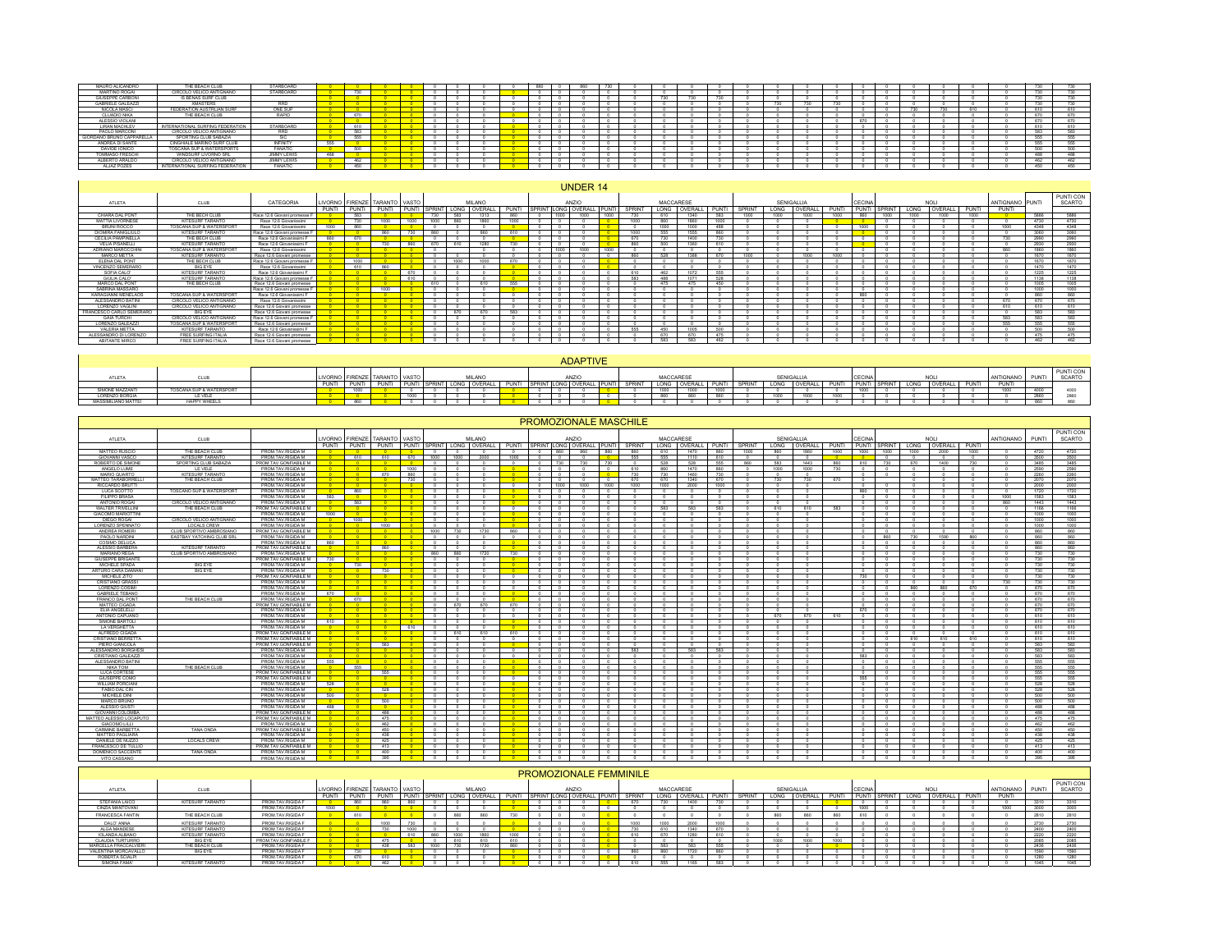| ATLETA | CLUB | CATEGORIA | LIVORNO PUNTI | FIRENZE PUNTI | TARANTO PUNTI | VASTO PUNTI | MILANO SPRINT | MILANO LONG | MILANO OVERALL | MILANO PUNTI | ANZIO SPRINT | ANZIO LONG | ANZIO OVERALL | ANZIO PUNTI | MACCARESE SPRINT | MACCARESE LONG | MACCARESE OVERALL | MACCARESE PUNTI | SENIGALLIA SPRINT | SENIGALLIA LONG | SENIGALLIA OVERALL | SENIGALLIA PUNTI | CECINA PUNTI | NOLI SPRINT | NOLI LONG | NOLI OVERALL | NOLI PUNTI | ANTIGNANO PUNTI | PUNTI | PUNTI CON SCARTO |
|---|---|---|---|---|---|---|---|---|---|---|---|---|---|---|---|---|---|---|---|---|---|---|---|---|---|---|---|---|---|---|
| MAURO ALICANDRO | THE BEACH CLUB | STARBOARD | 0 | 0 | 0 | 0 | 0 | 0 | 0 | 0 | 860 | 0 | 860 | 730 | 0 | 0 | 0 | 0 | 0 | 0 | 0 | 0 | 0 | 0 | 0 | 0 | 0 | 0 | 730 | 730 |
| MARTINO ROGAI | CIRCOLO VELICO ANTIGNANO | STARBOARD | 0 | 730 | 0 | 0 | 0 | 0 | 0 | 0 | 0 | 0 | 0 | 0 | 0 | 0 | 0 | 0 | 0 | 0 | 0 | 0 | 0 | 0 | 0 | 0 | 0 | 0 | 730 | 730 |
| GIUSEPPE CARBONI | SI BENAS SURF CLUB | | 0 | 0 | 0 | 0 | 0 | 0 | 0 | 0 | 0 | 0 | 0 | 0 | 0 | 730 | 730 | 730 | 0 | 0 | 0 | 0 | 0 | 0 | 0 | 0 | 0 | 0 | 730 | 730 |
| GABRIELE GALEAZZI | | NAISH | 0 | 0 | 0 | 0 | 0 | 0 | 0 | 0 | 0 | 0 | 0 | 0 | 0 | 0 | 0 | 0 | 0 | 730 | 730 | 730 | 0 | 0 | 0 | 0 | 0 | 0 | 730 | 730 |
| NICOLA MARZI | FEDERATION AUSTRIAN SURF | ONE SUP | 0 | 0 | 0 | 0 | 0 | 0 | 0 | 0 | 0 | 0 | 0 | 0 | 0 | 0 | 0 | 0 | 0 | 0 | 0 | 0 | 0 | 0 | 730 | 730 | 610 | 0 | 610 | 610 |
| CLAUDIO NIKA | THE BEACH CLUB | RAPID | 0 | 670 | 0 | 0 | 0 | 0 | 0 | 0 | 0 | 0 | 0 | 0 | 0 | 0 | 0 | 0 | 0 | 0 | 0 | 0 | 0 | 0 | 0 | 0 | 0 | 0 | 670 | 670 |
| ALESSIO VOLLANI | | | 0 | 0 | 0 | 0 | 0 | 0 | 0 | 0 | 0 | 0 | 0 | 0 | 0 | 0 | 0 | 0 | 0 | 0 | 0 | 0 | 670 | 0 | 0 | 0 | 0 | 0 | 670 | 670 |
| LIRAN MACHLEV | INTERNATIONAL SURFING FEDERATION | STARBOARD | 0 | 610 | 0 | 0 | 0 | 0 | 0 | 0 | 0 | 0 | 0 | 0 | 0 | 0 | 0 | 0 | 0 | 0 | 0 | 0 | 0 | 0 | 0 | 0 | 0 | 0 | 610 | 610 |
| PAOLO MARCONI | CIRCOLO VELICO ANTIGNANO | RRD | 0 | 583 | 0 | 0 | 0 | 0 | 0 | 0 | 0 | 0 | 0 | 0 | 0 | 0 | 0 | 0 | 0 | 0 | 0 | 0 | 0 | 0 | 0 | 0 | 0 | 0 | 583 | 583 |
| GIORDANO BRUNO CAPPARELLA | SPORTING CLUB SABAZIA | SIC | 0 | 555 | 0 | 0 | 0 | 0 | 0 | 0 | 0 | 0 | 0 | 0 | 0 | 0 | 0 | 0 | 0 | 0 | 0 | 0 | 0 | 0 | 0 | 0 | 0 | 0 | 555 | 555 |
| ANDREA DI SANTE | CINGHIALE MARINO SURF CLUB | INFINITY | 555 | 0 | 0 | 0 | 0 | 0 | 0 | 0 | 0 | 0 | 0 | 0 | 0 | 0 | 0 | 0 | 0 | 0 | 0 | 0 | 0 | 0 | 0 | 0 | 0 | 0 | 555 | 555 |
| DAVIDE IONICO | TOSCANA SUP & WATERSPORTS | FANATIC | 0 | 500 | 0 | 0 | 0 | 0 | 0 | 0 | 0 | 0 | 0 | 0 | 0 | 0 | 0 | 0 | 0 | 0 | 0 | 0 | 0 | 0 | 0 | 0 | 0 | 0 | 500 | 500 |
| TOMMASO FRESCHI | WINDSURF LIVORNO SRL | JIMMY LEWIS | 488 | 0 | 0 | 0 | 0 | 0 | 0 | 0 | 0 | 0 | 0 | 0 | 0 | 0 | 0 | 0 | 0 | 0 | 0 | 0 | 0 | 0 | 0 | 0 | 0 | 0 | 488 | 488 |
| ALBERTO ARALDO | CIRCOLO VELICO ANTIGNANO | JIMMY LEWIS | 0 | 462 | 0 | 0 | 0 | 0 | 0 | 0 | 0 | 0 | 0 | 0 | 0 | 0 | 0 | 0 | 0 | 0 | 0 | 0 | 0 | 0 | 0 | 0 | 0 | 0 | 462 | 462 |
| ALJAZ POZES | INTERNATIONAL SURFING FEDERATION | FANATIC | 0 | 450 | 0 | 0 | 0 | 0 | 0 | 0 | 0 | 0 | 0 | 0 | 0 | 0 | 0 | 0 | 0 | 0 | 0 | 0 | 0 | 0 | 0 | 0 | 0 | 0 | 450 | 450 |

## UNDER 14

| ATLETA | CLUB | CATEGORIA | LIVORNO PUNTI | FIRENZE PUNTI | TARANTO PUNTI | VASTO PUNTI | MILANO SPRINT | MILANO LONG | MILANO OVERALL | MILANO PUNTI | ANZIO SPRINT | ANZIO LONG | ANZIO OVERALL | ANZIO PUNTI | MACCARESE SPRINT | MACCARESE LONG | MACCARESE OVERALL | MACCARESE PUNTI | SENIGALLIA SPRINT | SENIGALLIA LONG | SENIGALLIA OVERALL | SENIGALLIA PUNTI | CECINA PUNTI | NOLI SPRINT | NOLI LONG | NOLI OVERALL | NOLI PUNTI | ANTIGNANO PUNTI | PUNTI | PUNTI CON SCARTO |
|---|---|---|---|---|---|---|---|---|---|---|---|---|---|---|---|---|---|---|---|---|---|---|---|---|---|---|---|---|---|---|
| CHIARA DAL PONT | THE BEACH CLUB | Race 12.6 Giovani promesse F | 0 | 583 | 0 | 0 | 730 | 583 | 1313 | 860 | 0 | 1000 | 1000 | 1000 | 730 | 610 | 1340 | 583 | 1000 | 1000 | 2000 | 1000 | 860 | 1000 | 1000 | 2000 | 1000 | 0 | 5886 | 5886 |
| MATTIA LIVORNESE | KITESURF TARANTO | Race 12.6 Giovanissimi | 0 | 730 | 1000 | 1000 | 1000 | 860 | 1860 | 1000 | 0 | 0 | 0 | 0 | 1000 | 860 | 1860 | 1000 | 0 | 0 | 0 | 0 | 0 | 0 | 0 | 0 | 0 | 0 | 4730 | 4730 |
| BRUNO ROCCO | TOSCANA SUP & WATERSPORT | Race 12.6 Giovanissimi | 1000 | 860 | 0 | 0 | 0 | 0 | 0 | 0 | 0 | 0 | 0 | 0 | 0 | 1000 | 1000 | 488 | 0 | 0 | 0 | 0 | 1000 | 0 | 0 | 0 | 0 | 1000 | 4348 | 4348 |
| DIOMIRA FANIGLIULO | KITESURF TARANTO | Race 12.6 Giovani promesse F | 0 | 0 | 860 | 730 | 860 | 0 | 860 | 610 | 0 | 0 | 0 | 0 | 1000 | 555 | 1555 | 860 | 0 | 0 | 0 | 0 | 0 | 0 | 0 | 0 | 0 | 0 | 3060 | 3060 |
| CECILIA PAMPINELLA | THE BEACH CLUB | Race 12.6 Giovanissimi F | 860 | 610 | 0 | 0 | 0 | 0 | 0 | 0 | 0 | 0 | 0 | 0 | 670 | 730 | 1400 | 730 | 0 | 0 | 0 | 0 | 0 | 0 | 0 | 0 | 0 | 730 | 2960 | 2960 |
| VELIA PISANELLI | KITESURF TARANTO | Race 12.6 Giovanissimi F | 0 | 0 | 730 | 860 | 670 | 610 | 1280 | 730 | 0 | 0 | 0 | 0 | 860 | 500 | 1360 | 610 | 0 | 0 | 0 | 0 | 0 | 0 | 0 | 0 | 0 | 0 | 2930 | 2930 |
| ADRIANO MARSICCHINI | TOSCANA SUP & WATERSPORT | Race 12.6 Giovanissimi | 0 | 0 | 0 | 0 | 0 | 0 | 0 | 0 | 0 | 0 | 0 | 0 | 0 | 0 | 0 | 0 | 0 | 0 | 0 | 0 | 1000 | 0 | 0 | 0 | 0 | 860 | 1860 | 1860 |
| MARCO METTA | KITESURF TARANTO | Race 12.6 Giovani promesse | 0 | 0 | 0 | 0 | 0 | 0 | 0 | 0 | 0 | 0 | 0 | 0 | 860 | 528 | 1388 | 670 | 1000 | 0 | 1000 | 1000 | 0 | 0 | 0 | 0 | 0 | 0 | 1670 | 1670 |
| ELENA DAL PONT | THE BEACH CLUB | Race 12.6 Giovani promesse F | 0 | 1000 | 0 | 0 | 0 | 1000 | 1000 | 670 | 0 | 0 | 0 | 0 | 0 | 0 | 0 | 0 | 0 | 0 | 0 | 0 | 0 | 0 | 0 | 0 | 0 | 0 | 1670 | 1670 |
| VINCENZO SEMERARO | BIG EYE | Race 12.6 Giovanissimi | 0 | 610 | 860 | 0 | 0 | 0 | 0 | 0 | 0 | 0 | 0 | 0 | 0 | 0 | 0 | 0 | 0 | 0 | 0 | 0 | 0 | 0 | 0 | 0 | 0 | 0 | 1470 | 1470 |
| SOFIA CALO' | KITESURF TARANTO | Race 12.6 Giovanissimi F | 0 | 0 | 0 | 670 | 0 | 0 | 0 | 0 | 0 | 0 | 0 | 0 | 610 | 462 | 1072 | 555 | 0 | 0 | 0 | 0 | 0 | 0 | 0 | 0 | 0 | 0 | 1225 | 1225 |
| GIULIA CALO' | KITESURF TARANTO | Race 12.6 Giovani promesse F | 0 | 0 | 0 | 610 | 0 | 0 | 0 | 0 | 0 | 0 | 0 | 0 | 583 | 488 | 1071 | 528 | 0 | 0 | 0 | 0 | 0 | 0 | 0 | 0 | 0 | 0 | 1138 | 1138 |
| MARCO DAL PONT | THE BEACH CLUB | Race 12.6 Giovani promesse | 0 | 0 | 0 | 0 | 610 | 0 | 610 | 555 | 0 | 0 | 0 | 0 | 0 | 475 | 475 | 450 | 0 | 0 | 0 | 0 | 0 | 0 | 0 | 0 | 0 | 0 | 1005 | 1005 |
| SABRINA MASSARO | | Race 12.6 Giovani promesse F | 0 | 0 | 1000 | 0 | 0 | 0 | 0 | 0 | 0 | 0 | 0 | 0 | 0 | 0 | 0 | 0 | 0 | 0 | 0 | 0 | 0 | 0 | 0 | 0 | 0 | 0 | 1000 | 1000 |
| KARAGIANNI MENELAOS | TOSCANA SUP & WATERSPORT | Race 12.6 Giovanissimi F | 0 | 0 | 0 | 0 | 0 | 0 | 0 | 0 | 0 | 0 | 0 | 0 | 0 | 0 | 0 | 0 | 0 | 0 | 0 | 0 | 860 | 0 | 0 | 0 | 0 | 0 | 860 | 860 |
| ALESSANDRO BATINI | CIRCOLO VELICO ANTIGNANO | Race 12.6 Giovanissimi | 0 | 0 | 0 | 0 | 0 | 0 | 0 | 0 | 0 | 0 | 0 | 0 | 0 | 0 | 0 | 0 | 0 | 0 | 0 | 0 | 0 | 0 | 0 | 0 | 0 | 670 | 670 | 670 |
| LORENZO VAGLINI | CIRCOLO VELICO ANTIGNANO | Race 12.6 Giovani promesse | 0 | 0 | 0 | 0 | 0 | 0 | 0 | 0 | 0 | 0 | 0 | 0 | 0 | 0 | 0 | 0 | 0 | 0 | 0 | 0 | 0 | 0 | 0 | 0 | 0 | 610 | 610 | 610 |
| FRANCESCO CARLO SEMERARO | BIG EYE | Race 12.6 Giovani promesse | 0 | 0 | 0 | 0 | 0 | 670 | 670 | 583 | 0 | 0 | 0 | 0 | 0 | 0 | 0 | 0 | 0 | 0 | 0 | 0 | 0 | 0 | 0 | 0 | 0 | 0 | 583 | 583 |
| GAIA TURCHI | CIRCOLO VELICO ANTIGNANO | Race 12.6 Giovani promesse F | 0 | 0 | 0 | 0 | 0 | 0 | 0 | 0 | 0 | 0 | 0 | 0 | 0 | 0 | 0 | 0 | 0 | 0 | 0 | 0 | 0 | 0 | 0 | 0 | 0 | 583 | 583 | 583 |
| LORENZO GALEAZZI | TOSCANA SUP & WATERSPORT | Race 12.6 Giovani promesse | 0 | 0 | 0 | 0 | 0 | 0 | 0 | 0 | 0 | 0 | 0 | 0 | 0 | 0 | 0 | 0 | 0 | 0 | 0 | 0 | 0 | 0 | 0 | 0 | 0 | 555 | 555 | 555 |
| VALERIA METTA | KITESURF TARANTO | Race 12.6 Giovanissimi F | 0 | 0 | 0 | 0 | 0 | 0 | 0 | 0 | 0 | 0 | 0 | 0 | 555 | 450 | 1005 | 500 | 0 | 0 | 0 | 0 | 0 | 0 | 0 | 0 | 0 | 0 | 500 | 500 |
| ALESSANDRO DI LORENZO | FREE SURFING ITALIA | Race 12.6 Giovani promesse | 0 | 0 | 0 | 0 | 0 | 0 | 0 | 0 | 0 | 0 | 0 | 0 | 0 | 670 | 670 | 475 | 0 | 0 | 0 | 0 | 0 | 0 | 0 | 0 | 0 | 0 | 475 | 475 |
| ABITANTE MIRCO | FREE SURFING ITALIA | Race 12.6 Giovani promesse | 0 | 0 | 0 | 0 | 0 | 0 | 0 | 0 | 0 | 0 | 0 | 0 | 0 | 583 | 583 | 462 | 0 | 0 | 0 | 0 | 0 | 0 | 0 | 0 | 0 | 0 | 462 | 462 |

## ADAPTIVE

| ATLETA | CLUB | | LIVORNO PUNTI | FIRENZE PUNTI | TARANTO PUNTI | VASTO PUNTI | MILANO SPRINT | MILANO LONG | MILANO OVERALL | MILANO PUNTI | ANZIO SPRINT | ANZIO LONG | ANZIO OVERALL | ANZIO PUNTI | MACCARESE SPRINT | MACCARESE LONG | MACCARESE OVERALL | MACCARESE PUNTI | SENIGALLIA SPRINT | SENIGALLIA LONG | SENIGALLIA OVERALL | SENIGALLIA PUNTI | CECINA PUNTI | NOLI SPRINT | NOLI LONG | NOLI OVERALL | NOLI PUNTI | ANTIGNANO PUNTI | PUNTI | PUNTI CON SCARTO |
|---|---|---|---|---|---|---|---|---|---|---|---|---|---|---|---|---|---|---|---|---|---|---|---|---|---|---|---|---|---|---|
| SIMONE MAZZANTI | TOSCANA SUP & WATERSPORT | | 0 | 1000 | 0 | 0 | 0 | 0 | 0 | 0 | 0 | 0 | 0 | 0 | 0 | 1000 | 1000 | 1000 | 0 | 0 | 0 | 0 | 1000 | 0 | 0 | 0 | 0 | 1000 | 4000 | 4000 |
| LORENZO BORGIA | LE VELE | | 0 | 0 | 0 | 1000 | 0 | 0 | 0 | 0 | 0 | 0 | 0 | 0 | 0 | 860 | 860 | 860 | 0 | 1000 | 1000 | 1000 | 0 | 0 | 0 | 0 | 0 | 0 | 2860 | 2860 |
| MASSIMILIANO MATTEI | HAPPY WHEELS | | 0 | 860 | 0 | 0 | 0 | 0 | 0 | 0 | 0 | 0 | 0 | 0 | 0 | 0 | 0 | 0 | 0 | 0 | 0 | 0 | 0 | 0 | 0 | 0 | 0 | 0 | 860 | 860 |

## PROMOZIONALE MASCHILE

| ATLETA | CLUB | | LIVORNO PUNTI | FIRENZE PUNTI | TARANTO PUNTI | VASTO PUNTI | MILANO SPRINT | MILANO LONG | MILANO OVERALL | MILANO PUNTI | ANZIO SPRINT | ANZIO LONG | ANZIO OVERALL | ANZIO PUNTI | MACCARESE SPRINT | MACCARESE LONG | MACCARESE OVERALL | MACCARESE PUNTI | SENIGALLIA SPRINT | SENIGALLIA LONG | SENIGALLIA OVERALL | SENIGALLIA PUNTI | CECINA PUNTI | NOLI SPRINT | NOLI LONG | NOLI OVERALL | NOLI PUNTI | ANTIGNANO | PUNTI | PUNTI CON SCARTO |
|---|---|---|---|---|---|---|---|---|---|---|---|---|---|---|---|---|---|---|---|---|---|---|---|---|---|---|---|---|---|---|
| MATTEO RUSCIO | THE BEACH CLUB | PROM.TAV.RIGIDA M | 0 | 0 | 0 | 0 | 0 | 0 | 0 | 0 | 0 | 860 | 860 | 860 | 860 | 610 | 1470 | 860 | 1000 | 860 | 1860 | 1000 | 1000 | 1000 | 1000 | 2000 | 1000 | 0 | 4720 | 4720 |
| GIOVANNI VASCO | KITESURF TARANTO | PROM.TAV.RIGIDA M | 0 | 610 | 610 | 670 | 1000 | 1000 | 2000 | 1000 | 0 | 0 | 0 | 0 | 555 | 555 | 1110 | 610 | 0 | 0 | 0 | 0 | 0 | 0 | 0 | 0 | 0 | 0 | 3500 | 3500 |
| ROBERTO DE SIMONE | SPORTING CLUB SABAZIA | PROM.TAV.GONFIABILE M | 0 | 0 | 0 | 0 | 0 | 0 | 0 | 0 | 0 | 730 | 730 | 730 | 0 | 528 | 528 | 555 | 860 | 583 | 1443 | 860 | 610 | 730 | 670 | 1400 | 730 | 0 | 3485 | 3485 |
| ANGELO LUME | LE VELE | PROM.TAV.RIGIDA M | 0 | 0 | 0 | 1000 | 0 | 0 | 0 | 0 | 0 | 0 | 0 | 0 | 610 | 860 | 1470 | 860 | 0 | 1000 | 1000 | 730 | 0 | 0 | 0 | 0 | 0 | 0 | 2590 | 2590 |
| MARIO QUARTO | KITESURF TARANTO | PROM.TAV.RIGIDA M | 0 | 0 | 670 | 860 | 0 | 0 | 0 | 0 | 0 | 0 | 0 | 0 | 730 | 730 | 1460 | 730 | 0 | 0 | 0 | 0 | 0 | 0 | 0 | 0 | 0 | 0 | 2260 | 2260 |
| MATTEO TAMBORRELLI | THE BEACH CLUB | PROM.TAV.RIGIDA M | 0 | 0 | 0 | 730 | 0 | 0 | 0 | 0 | 0 | 0 | 0 | 0 | 670 | 670 | 1340 | 670 | 0 | 730 | 730 | 670 | 0 | 0 | 0 | 0 | 0 | 0 | 2070 | 2070 |
| RICCARDO BRUTTI | THE BEACH CLUB | PROM.TAV.RIGIDA M | 0 | 0 | 0 | 0 | 0 | 0 | 0 | 0 | 0 | 1000 | 1000 | 1000 | 1000 | 1000 | 2000 | 1000 | 0 | 0 | 0 | 0 | 0 | 0 | 0 | 0 | 0 | 0 | 2000 | 2000 |
| LUCA SCOTTO | TOSCANO SUP & WATERSPORT | PROM.TAV.RIGIDA M | 0 | 860 | 0 | 0 | 0 | 0 | 0 | 0 | 0 | 0 | 0 | 0 | 0 | 0 | 0 | 0 | 0 | 0 | 0 | 0 | 860 | 0 | 0 | 0 | 0 | 0 | 1720 | 1720 |
| FILIPPO BRASA | | PROM.TAV.RIGIDA M | 583 | 0 | 0 | 0 | 0 | 0 | 0 | 0 | 0 | 0 | 0 | 0 | 0 | 0 | 0 | 0 | 0 | 0 | 0 | 0 | 0 | 0 | 0 | 0 | 0 | 1000 | 1583 | 1583 |
| ANTONIO ROGAI | CIRCOLO VELICO ANTIGNANO | PROM.TAV.RIGIDA M | 0 | 583 | 0 | 0 | 0 | 0 | 0 | 0 | 0 | 0 | 0 | 0 | 0 | 0 | 0 | 0 | 0 | 0 | 0 | 0 | 0 | 0 | 0 | 0 | 0 | 860 | 1443 | 1443 |
| WALTER TRIVELLINI | THE BEACH CLUB | PROM.TAV.GONFIABILE M | 0 | 0 | 0 | 0 | 0 | 0 | 0 | 0 | 0 | 0 | 0 | 0 | 0 | 583 | 583 | 583 | 0 | 610 | 610 | 583 | 0 | 0 | 0 | 0 | 0 | 0 | 1166 | 1166 |
| GIACOMO MAROTTINI | | PROM.TAV.RIGIDA M | 1000 | 0 | 0 | 0 | 0 | 0 | 0 | 0 | 0 | 0 | 0 | 0 | 0 | 0 | 0 | 0 | 0 | 0 | 0 | 0 | 0 | 0 | 0 | 0 | 0 | 0 | 1000 | 1000 |
| DIEGO ROGAI | CIRCOLO VELICO ANTIGNANO | PROM.TAV.RIGIDA M | 0 | 1000 | 0 | 0 | 0 | 0 | 0 | 0 | 0 | 0 | 0 | 0 | 0 | 0 | 0 | 0 | 0 | 0 | 0 | 0 | 0 | 0 | 0 | 0 | 0 | 0 | 1000 | 1000 |
| LORENZO SPENNATO | LOCALS CREW | PROM.TAV.RIGIDA M | 0 | 0 | 1000 | 0 | 0 | 0 | 0 | 0 | 0 | 0 | 0 | 0 | 0 | 0 | 0 | 0 | 0 | 0 | 0 | 0 | 0 | 0 | 0 | 0 | 0 | 0 | 1000 | 1000 |
| ANDREA ROMERI | CLUB SPORTIVO AMBROSIANO | PROM.TAV.GONFIABILE M | 0 | 0 | 0 | 0 | 1000 | 730 | 1730 | 860 | 0 | 0 | 0 | 0 | 0 | 0 | 0 | 0 | 0 | 0 | 0 | 0 | 0 | 0 | 0 | 0 | 0 | 0 | 860 | 860 |
| PAOLO NARDINI | EASTBAY YATCHING CLUB SRL | PROM.TAV.RIGIDA M | 0 | 0 | 0 | 0 | 0 | 0 | 0 | 0 | 0 | 0 | 0 | 0 | 0 | 0 | 0 | 0 | 0 | 0 | 0 | 0 | 0 | 860 | 730 | 1590 | 860 | 0 | 860 | 860 |
| COSIMO DELUCA | | PROM.TAV.RIGIDA M | 860 | 0 | 0 | 0 | 0 | 0 | 0 | 0 | 0 | 0 | 0 | 0 | 0 | 0 | 0 | 0 | 0 | 0 | 0 | 0 | 0 | 0 | 0 | 0 | 0 | 0 | 860 | 860 |
| ALESSIO BARBERA | KITESURF TARANTO | PROM.TAV.GONFIABILE M | 0 | 0 | 860 | 0 | 0 | 0 | 0 | 0 | 0 | 0 | 0 | 0 | 0 | 0 | 0 | 0 | 0 | 0 | 0 | 0 | 0 | 0 | 0 | 0 | 0 | 0 | 860 | 860 |
| MARIANO REGA | CLUB SPORTIVO AMBROSIANO | PROM.TAV.GONFIABILE M | 0 | 0 | 0 | 0 | 860 | 860 | 1720 | 730 | 0 | 0 | 0 | 0 | 0 | 0 | 0 | 0 | 0 | 0 | 0 | 0 | 0 | 0 | 0 | 0 | 0 | 0 | 730 | 730 |
| GIUSEPPE BRIGANTE | | PROM.TAV.GONFIABILE M | 730 | 0 | 0 | 0 | 0 | 0 | 0 | 0 | 0 | 0 | 0 | 0 | 0 | 0 | 0 | 0 | 0 | 0 | 0 | 0 | 0 | 0 | 0 | 0 | 0 | 0 | 730 | 730 |
| MICHELE SPADA | BIG EYE | PROM.TAV.RIGIDA M | 0 | 730 | 0 | 0 | 0 | 0 | 0 | 0 | 0 | 0 | 0 | 0 | 0 | 0 | 0 | 0 | 0 | 0 | 0 | 0 | 0 | 0 | 0 | 0 | 0 | 0 | 730 | 730 |
| ARTURO CARA DAMIANI | BIG EYE | PROM.TAV.RIGIDA M | 0 | 0 | 730 | 0 | 0 | 0 | 0 | 0 | 0 | 0 | 0 | 0 | 0 | 0 | 0 | 0 | 0 | 0 | 0 | 0 | 0 | 0 | 0 | 0 | 0 | 0 | 730 | 730 |
| MICHELE ZITO | | PROM.TAV.GONFIABILE M | 0 | 0 | 0 | 0 | 0 | 0 | 0 | 0 | 0 | 0 | 0 | 0 | 0 | 0 | 0 | 0 | 0 | 0 | 0 | 0 | 730 | 0 | 0 | 0 | 0 | 0 | 730 | 730 |
| CRISTIANO GRASSI | | PROM.TAV.RIGIDA M | 0 | 0 | 0 | 0 | 0 | 0 | 0 | 0 | 0 | 0 | 0 | 0 | 0 | 0 | 0 | 0 | 0 | 0 | 0 | 0 | 0 | 0 | 0 | 0 | 0 | 730 | 730 | 730 |
| LORENZO COSIMI | | PROM.TAV.RIGIDA M | 0 | 0 | 0 | 0 | 0 | 0 | 0 | 0 | 0 | 0 | 0 | 0 | 0 | 0 | 0 | 0 | 0 | 0 | 0 | 0 | 0 | 0 | 860 | 860 | 670 | 0 | 670 | 670 |
| GABRIELE TESANO | | PROM.TAV.RIGIDA M | 670 | 0 | 0 | 0 | 0 | 0 | 0 | 0 | 0 | 0 | 0 | 0 | 0 | 0 | 0 | 0 | 0 | 0 | 0 | 0 | 0 | 0 | 0 | 0 | 0 | 0 | 670 | 670 |
| FRANCO DAL PONT | THE BEACH CLUB | PROM.TAV.RIGIDA M | 0 | 670 | 0 | 0 | 0 | 0 | 0 | 0 | 0 | 0 | 0 | 0 | 0 | 0 | 0 | 0 | 0 | 0 | 0 | 0 | 0 | 0 | 0 | 0 | 0 | 0 | 670 | 670 |
| MATTEO CIGADA | | PROM.TAV.GONFIABILE M | 0 | 0 | 0 | 0 | 0 | 670 | 670 | 670 | 0 | 0 | 0 | 0 | 0 | 0 | 0 | 0 | 0 | 0 | 0 | 0 | 0 | 0 | 0 | 0 | 0 | 0 | 670 | 670 |
| ELIA ANGELELLI | | PROM.TAV.RIGIDA M | 0 | 0 | 0 | 0 | 0 | 0 | 0 | 0 | 0 | 0 | 0 | 0 | 0 | 0 | 0 | 0 | 0 | 0 | 0 | 0 | 670 | 0 | 0 | 0 | 0 | 0 | 670 | 670 |
| ANTONIO CAPUANO | | PROM.TAV.RIGIDA M | 0 | 0 | 0 | 0 | 0 | 0 | 0 | 0 | 0 | 0 | 0 | 0 | 0 | 0 | 0 | 0 | 0 | 670 | 670 | 610 | 0 | 0 | 0 | 0 | 0 | 0 | 610 | 610 |
| SIMONE BARTOLI | | PROM.TAV.RIGIDA M | 610 | 0 | 0 | 0 | 0 | 0 | 0 | 0 | 0 | 0 | 0 | 0 | 0 | 0 | 0 | 0 | 0 | 0 | 0 | 0 | 0 | 0 | 0 | 0 | 0 | 0 | 610 | 610 |
| LA VERGHETTA | | PROM.TAV.RIGIDA M | 0 | 0 | 0 | 610 | 0 | 0 | 0 | 0 | 0 | 0 | 0 | 0 | 0 | 0 | 0 | 0 | 0 | 0 | 0 | 0 | 0 | 0 | 0 | 0 | 0 | 0 | 610 | 610 |
| ALFREDO CIGADA | | PROM.TAV.GONFIABILE M | 0 | 0 | 0 | 0 | 0 | 610 | 610 | 610 | 0 | 0 | 0 | 0 | 0 | 0 | 0 | 0 | 0 | 0 | 0 | 0 | 0 | 0 | 0 | 0 | 0 | 0 | 610 | 610 |
| CRISTIANO BERRETTA | | PROM.TAV.GONFIABILE M | 0 | 0 | 0 | 0 | 0 | 0 | 0 | 0 | 0 | 0 | 0 | 0 | 0 | 0 | 0 | 0 | 0 | 0 | 0 | 0 | 0 | 0 | 610 | 610 | 610 | 0 | 610 | 610 |
| PIERO GIANCOLA | | PROM.TAV.GONFIABILE M | 0 | 0 | 583 | 0 | 0 | 0 | 0 | 0 | 0 | 0 | 0 | 0 | 0 | 0 | 0 | 0 | 0 | 0 | 0 | 0 | 0 | 0 | 0 | 0 | 0 | 0 | 583 | 583 |
| ALESSANDRO BORGHESI | | PROM.TAV.RIGIDA M | 0 | 0 | 0 | 0 | 0 | 0 | 0 | 0 | 0 | 0 | 0 | 0 | 583 | 0 | 583 | 583 | 0 | 0 | 0 | 0 | 0 | 0 | 0 | 0 | 0 | 0 | 583 | 583 |
| CRISTIANO GALEAZZI | | PROM.TAV.RIGIDA M | 0 | 0 | 0 | 0 | 0 | 0 | 0 | 0 | 0 | 0 | 0 | 0 | 0 | 0 | 0 | 0 | 0 | 0 | 0 | 0 | 583 | 0 | 0 | 0 | 0 | 0 | 583 | 583 |
| ALESSANDRO BATINI | | PROM.TAV.RIGIDA M | 555 | 0 | 0 | 0 | 0 | 0 | 0 | 0 | 0 | 0 | 0 | 0 | 0 | 0 | 0 | 0 | 0 | 0 | 0 | 0 | 0 | 0 | 0 | 0 | 0 | 0 | 555 | 555 |
| NIKA TOMI | THE BEACH CLUB | PROM.TAV.RIGIDA M | 0 | 555 | 0 | 0 | 0 | 0 | 0 | 0 | 0 | 0 | 0 | 0 | 0 | 0 | 0 | 0 | 0 | 0 | 0 | 0 | 0 | 0 | 0 | 0 | 0 | 0 | 555 | 555 |
| LUCA CORTESE | | PROM.TAV.GONFIABILE M | 0 | 0 | 555 | 0 | 0 | 0 | 0 | 0 | 0 | 0 | 0 | 0 | 0 | 0 | 0 | 0 | 0 | 0 | 0 | 0 | 0 | 0 | 0 | 0 | 0 | 0 | 555 | 555 |
| GIUSEPPE COMO | | PROM.TAV.GONFIABILE M | 0 | 0 | 0 | 0 | 0 | 0 | 0 | 0 | 0 | 0 | 0 | 0 | 0 | 0 | 0 | 0 | 0 | 0 | 0 | 0 | 555 | 0 | 0 | 0 | 0 | 0 | 555 | 555 |
| WILLIAM PORCIANI | | PROM.TAV.RIGIDA M | 528 | 0 | 0 | 0 | 0 | 0 | 0 | 0 | 0 | 0 | 0 | 0 | 0 | 0 | 0 | 0 | 0 | 0 | 0 | 0 | 0 | 0 | 0 | 0 | 0 | 0 | 528 | 528 |
| FABIO DAL LOW | | PROM.TAV.RIGIDA M | 0 | 0 | 528 | 0 | 0 | 0 | 0 | 0 | 0 | 0 | 0 | 0 | 0 | 0 | 0 | 0 | 0 | 0 | 0 | 0 | 0 | 0 | 0 | 0 | 0 | 0 | 528 | 528 |
| MICHELE DINI | | PROM.TAV.RIGIDA M | 500 | 0 | 0 | 0 | 0 | 0 | 0 | 0 | 0 | 0 | 0 | 0 | 0 | 0 | 0 | 0 | 0 | 0 | 0 | 0 | 0 | 0 | 0 | 0 | 0 | 0 | 500 | 500 |
| MARCO BRUNO | | PROM.TAV.RIGIDA M | 0 | 0 | 500 | 0 | 0 | 0 | 0 | 0 | 0 | 0 | 0 | 0 | 0 | 0 | 0 | 0 | 0 | 0 | 0 | 0 | 0 | 0 | 0 | 0 | 0 | 0 | 500 | 500 |
| ALESSIO GIUSTI | | PROM.TAV.RIGIDA M | 488 | 0 | 0 | 0 | 0 | 0 | 0 | 0 | 0 | 0 | 0 | 0 | 0 | 0 | 0 | 0 | 0 | 0 | 0 | 0 | 0 | 0 | 0 | 0 | 0 | 0 | 488 | 488 |
| GIANNI COLOMBA | | PROM.TAV.GONFIABILE M | 0 | 0 | 488 | 0 | 0 | 0 | 0 | 0 | 0 | 0 | 0 | 0 | 0 | 0 | 0 | 0 | 0 | 0 | 0 | 0 | 0 | 0 | 0 | 0 | 0 | 0 | 488 | 488 |
| MATTEO ALESSIO LOCAPUTO | | PROM.TAV.GONFIABILE M | 0 | 0 | 475 | 0 | 0 | 0 | 0 | 0 | 0 | 0 | 0 | 0 | 0 | 0 | 0 | 0 | 0 | 0 | 0 | 0 | 0 | 0 | 0 | 0 | 0 | 0 | 475 | 475 |
| GIACOMO LILLI | | PROM.TAV.RIGIDA M | 0 | 0 | 462 | 0 | 0 | 0 | 0 | 0 | 0 | 0 | 0 | 0 | 0 | 0 | 0 | 0 | 0 | 0 | 0 | 0 | 0 | 0 | 0 | 0 | 0 | 0 | 462 | 462 |
| CARMINE BARBETTA | TANA ONDA | PROM.TAV.GONFIABILE M | 0 | 0 | 450 | 0 | 0 | 0 | 0 | 0 | 0 | 0 | 0 | 0 | 0 | 0 | 0 | 0 | 0 | 0 | 0 | 0 | 0 | 0 | 0 | 0 | 0 | 0 | 450 | 450 |
| MATTEO PAGLIARA | | PROM.TAV.RIGIDA M | 0 | 0 | 438 | 0 | 0 | 0 | 0 | 0 | 0 | 0 | 0 | 0 | 0 | 0 | 0 | 0 | 0 | 0 | 0 | 0 | 0 | 0 | 0 | 0 | 0 | 0 | 438 | 438 |
| DANIELE DE NUZZO | LOCALS CREW | PROM.TAV.RIGIDA M | 0 | 0 | 425 | 0 | 0 | 0 | 0 | 0 | 0 | 0 | 0 | 0 | 0 | 0 | 0 | 0 | 0 | 0 | 0 | 0 | 0 | 0 | 0 | 0 | 0 | 0 | 425 | 425 |
| FRANCESCO DE TULLIO | | PROM.TAV.GONFIABILE M | 0 | 0 | 413 | 0 | 0 | 0 | 0 | 0 | 0 | 0 | 0 | 0 | 0 | 0 | 0 | 0 | 0 | 0 | 0 | 0 | 0 | 0 | 0 | 0 | 0 | 0 | 413 | 413 |
| DOMENICO SACCENTE | TANA ONDA | PROM.TAV.RIGIDA M | 0 | 0 | 400 | 0 | 0 | 0 | 0 | 0 | 0 | 0 | 0 | 0 | 0 | 0 | 0 | 0 | 0 | 0 | 0 | 0 | 0 | 0 | 0 | 0 | 0 | 0 | 400 | 400 |
| VITO CASSANO | | PROM.TAV.RIGIDA M | 0 | 0 | 395 | 0 | 0 | 0 | 0 | 0 | 0 | 0 | 0 | 0 | 0 | 0 | 0 | 0 | 0 | 0 | 0 | 0 | 0 | 0 | 0 | 0 | 0 | 0 | 395 | 395 |

## PROMOZIONALE FEMMINILE

| ATLETA | CLUB | | LIVORNO PUNTI | FIRENZE PUNTI | TARANTO PUNTI | VASTO PUNTI | MILANO SPRINT | MILANO LONG | MILANO OVERALL | MILANO PUNTI | ANZIO SPRINT | ANZIO LONG | ANZIO OVERALL | ANZIO PUNTI | MACCARESE SPRINT | MACCARESE LONG | MACCARESE OVERALL | MACCARESE PUNTI | SENIGALLIA SPRINT | SENIGALLIA LONG | SENIGALLIA OVERALL | SENIGALLIA PUNTI | CECINA PUNTI | NOLI SPRINT | NOLI LONG | NOLI OVERALL | NOLI PUNTI | ANTIGNANO PUNTI | PUNTI | PUNTI CON SCARTO |
|---|---|---|---|---|---|---|---|---|---|---|---|---|---|---|---|---|---|---|---|---|---|---|---|---|---|---|---|---|---|---|
| STEFANIA LAICO | KITESURF TARANTO | PROM.TAV.RIGIDA F | 0 | 860 | 860 | 860 | 0 | 0 | 0 | 0 | 0 | 0 | 0 | 0 | 670 | 730 | 1400 | 730 | 0 | 0 | 0 | 0 | 0 | 0 | 0 | 0 | 0 | 0 | 3310 | 3310 |
| CINZIA MANTOVANI | | PROM.TAV.RIGIDA F | 1000 | 0 | 0 | 0 | 0 | 0 | 0 | 0 | 0 | 0 | 0 | 0 | 0 | 0 | 0 | 0 | 0 | 0 | 0 | 0 | 1000 | 0 | 0 | 0 | 0 | 1000 | 3000 | 3000 |
| FRANCESCA FANTIN | THE BEACH CLUB | PROM.TAV.RIGIDA F | 0 | 610 | 0 | 0 | 0 | 860 | 860 | 730 | 0 | 0 | 0 | 0 | 0 | 0 | 0 | 0 | 0 | 860 | 860 | 860 | 610 | 0 | 0 | 0 | 0 | 0 | 2810 | 2810 |
| DALO' ANNA | KITESURF TARANTO | PROM.TAV.RIGIDA F | 0 | 0 | 1000 | 730 | 0 | 0 | 0 | 0 | 0 | 0 | 0 | 0 | 1000 | 1000 | 2000 | 1000 | 0 | 0 | 0 | 0 | 0 | 0 | 0 | 0 | 0 | 0 | 2730 | 2730 |
| ALGA MANDESE | KITESURF TARANTO | PROM.TAV.RIGIDA F | 0 | 0 | 730 | 1000 | 0 | 0 | 0 | 0 | 0 | 0 | 0 | 0 | 730 | 610 | 1340 | 670 | 0 | 0 | 0 | 0 | 0 | 0 | 0 | 0 | 0 | 0 | 2400 | 2400 |
| IOLANDA ALBANO | KITESURF TARANTO | PROM.TAV.RIGIDA F | 0 | 0 | 0 | 610 | 860 | 1000 | 1860 | 1000 | 0 | 0 | 0 | 0 | 610 | 670 | 1280 | 610 | 0 | 0 | 0 | 0 | 0 | 0 | 0 | 0 | 0 | 0 | 2220 | 2220 |
| CLAUDIA TURTURRO | BIG EYE | PROM.TAV.GONFIABILE F | 0 | 0 | 475 | 0 | 0 | 610 | 610 | 610 | 0 | 0 | 0 | 0 | 0 | 0 | 0 | 0 | 0 | 1000 | 1000 | 1000 | 0 | 0 | 0 | 0 | 0 | 0 | 2085 | 2085 |
| MARCELLA FRACCALVIERI | THE BEACH CLUB | PROM.TAV.RIGIDA F | 0 | 0 | 438 | 583 | 1000 | 730 | 1730 | 860 | 0 | 0 | 0 | 0 | 0 | 583 | 583 | 555 | 0 | 0 | 0 | 0 | 0 | 0 | 0 | 0 | 0 | 0 | 2436 | 2436 |
| VALENTINA MORGAVALLO | BIG EYE | PROM.TAV.RIGIDA F | 0 | 730 | 0 | 0 | 0 | 0 | 0 | 0 | 0 | 0 | 0 | 0 | 860 | 860 | 1720 | 860 | 0 | 0 | 0 | 0 | 0 | 0 | 0 | 0 | 0 | 0 | 1590 | 1590 |
| ROBERTA SCIALPI | | PROM.TAV.RIGIDA F | 0 | 670 | 610 | 0 | 0 | 0 | 0 | 0 | 0 | 0 | 0 | 0 | 0 | 0 | 0 | 0 | 0 | 0 | 0 | 0 | 0 | 0 | 0 | 0 | 0 | 0 | 1280 | 1280 |
| SIMONA FAMA' | KITESURF TARANTO | PROM.TAV.RIGIDA F | 0 | 0 | 462 | 0 | 0 | 0 | 0 | 0 | 0 | 0 | 0 | 0 | 610 | 555 | 1165 | 583 | 0 | 0 | 0 | 0 | 0 | 0 | 0 | 0 | 0 | 0 | 1045 | 1045 |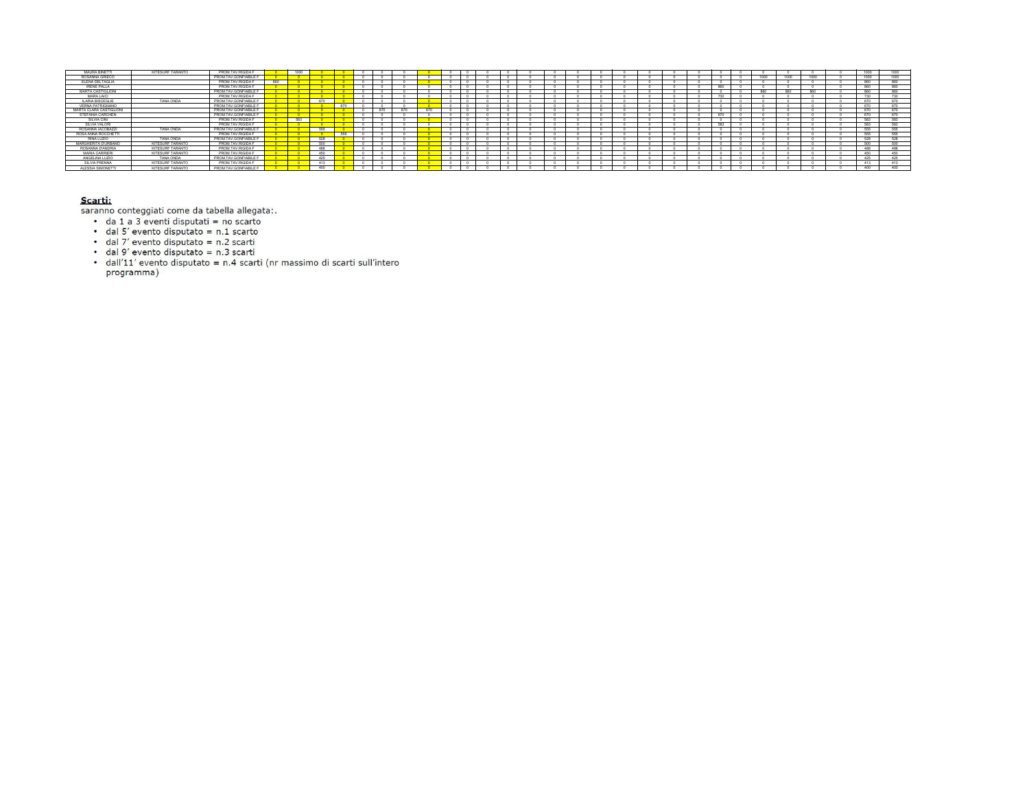| | | | | | | | | | | | | | | | | | | | | | | | | | | | | | | |
|---|---|---|---|---|---|---|---|---|---|---|---|---|---|---|---|---|---|---|---|---|---|---|---|---|---|---|---|---|---|---|
| MAURA BINETTI | KITESURF TARANTO | PROM.TAV.RIGIDA F | 0 | 1000 | 0 | 0 | 0 | 0 | 0 | 0 | 0 | 0 | 0 | 0 | 0 | 0 | 0 | 0 | 0 | 0 | 0 | 0 | 0 | 0 | 0 | 0 | 0 | 0 | 1000 | 1000 |
| ROSANNA GRIECO | | PROM.TAV.GONFIABILE F | 0 | 0 | 0 | 0 | 0 | 0 | 0 | 0 | 0 | 0 | 0 | 0 | 0 | 0 | 0 | 0 | 0 | 0 | 0 | 0 | 0 | 0 | 1000 | 1000 | 1000 | 0 | 1000 | 1000 |
| ELENA DELTAGLIA | | PROM.TAV.RIGIDA F | 860 | 0 | 0 | 0 | 0 | 0 | 0 | 0 | 0 | 0 | 0 | 0 | 0 | 0 | 0 | 0 | 0 | 0 | 0 | 0 | 0 | 0 | 0 | 0 | 0 | 0 | 860 | 860 |
| IRENE PALLA | | PROM.TAV.RIGIDA F | 0 | 0 | 0 | 0 | 0 | 0 | 0 | 0 | 0 | 0 | 0 | 0 | 0 | 0 | 0 | 0 | 0 | 0 | 0 | 0 | 860 | 0 | 0 | 0 | 0 | 0 | 860 | 860 |
| MARTA CASTIGLIONI | | PROM.TAV.GONFIABILE F | 0 | 0 | 0 | 0 | 0 | 0 | 0 | 0 | 0 | 0 | 0 | 0 | 0 | 0 | 0 | 0 | 0 | 0 | 0 | 0 | 0 | 0 | 860 | 860 | 860 | 0 | 860 | 860 |
| MARA LAICI | | PROM.TAV.RIGIDA F | 0 | 0 | 0 | 0 | 0 | 0 | 0 | 0 | 0 | 0 | 0 | 0 | 0 | 0 | 0 | 0 | 0 | 0 | 0 | 0 | 730 | 0 | 0 | 0 | 0 | 0 | 730 | 730 |
| ILARIA BISCEGLIE | TANA ONDA | PROM.TAV.GONFIABILE F | 0 | 0 | 670 | 0 | 0 | 0 | 0 | 0 | 0 | 0 | 0 | 0 | 0 | 0 | 0 | 0 | 0 | 0 | 0 | 0 | 0 | 0 | 0 | 0 | 0 | 0 | 670 | 670 |
| VERNA PATRIGNANO | | PROM.TAV.GONFIABILE F | 0 | 0 | 0 | 670 | 0 | 0 | 0 | 0 | 0 | 0 | 0 | 0 | 0 | 0 | 0 | 0 | 0 | 0 | 0 | 0 | 0 | 0 | 0 | 0 | 0 | 0 | 670 | 670 |
| MARTA CLARA CASTIGLIONI | | PROM.TAV.GONFIABILE F | 0 | 0 | 0 | 0 | 0 | 670 | 670 | 670 | 0 | 0 | 0 | 0 | 0 | 0 | 0 | 0 | 0 | 0 | 0 | 0 | 0 | 0 | 0 | 0 | 0 | 0 | 670 | 670 |
| STEFANIA CARCHERI | | PROM.TAV.GONFIABILE F | 0 | 0 | 0 | 0 | 0 | 0 | 0 | 0 | 0 | 0 | 0 | 0 | 0 | 0 | 0 | 0 | 0 | 0 | 0 | 0 | 670 | 0 | 0 | 0 | 0 | 0 | 670 | 670 |
| SILVIA CINI | | PROM.TAV.RIGIDA F | 0 | 583 | 0 | 0 | 0 | 0 | 0 | 0 | 0 | 0 | 0 | 0 | 0 | 0 | 0 | 0 | 0 | 0 | 0 | 0 | 0 | 0 | 0 | 0 | 0 | 0 | 583 | 583 |
| SILVIA VALORI | | PROM.TAV.RIGIDA F | 0 | 0 | 0 | 0 | 0 | 0 | 0 | 0 | 0 | 0 | 0 | 0 | 0 | 0 | 0 | 0 | 0 | 0 | 0 | 0 | 583 | 0 | 0 | 0 | 0 | 0 | 583 | 583 |
| ROSANNA IACOBAZZI | TANA ONDA | PROM.TAV.GONFIABILE F | 0 | 0 | 555 | 0 | 0 | 0 | 0 | 0 | 0 | 0 | 0 | 0 | 0 | 0 | 0 | 0 | 0 | 0 | 0 | 0 | 0 | 0 | 0 | 0 | 0 | 0 | 555 | 555 |
| ROSA ANNA ROCCHETTI | | PROM.TAV.RIGIDA F | 0 | 0 | 0 | 555 | 0 | 0 | 0 | 0 | 0 | 0 | 0 | 0 | 0 | 0 | 0 | 0 | 0 | 0 | 0 | 0 | 0 | 0 | 0 | 0 | 0 | 0 | 555 | 555 |
| RINA LUZIO | TANA ONDA | PROM.TAV.GONFIABILE F | 0 | 0 | 528 | 0 | 0 | 0 | 0 | 0 | 0 | 0 | 0 | 0 | 0 | 0 | 0 | 0 | 0 | 0 | 0 | 0 | 0 | 0 | 0 | 0 | 0 | 0 | 528 | 528 |
| MARGHERITA D'URBANO | KITESURF TARANTO | PROM.TAV.RIGIDA F | 0 | 0 | 500 | 0 | 0 | 0 | 0 | 0 | 0 | 0 | 0 | 0 | 0 | 0 | 0 | 0 | 0 | 0 | 0 | 0 | 0 | 0 | 0 | 0 | 0 | 0 | 500 | 500 |
| ROSANNA D'ANDRIA | KITESURF TARANTO | PROM.TAV.RIGIDA F | 0 | 0 | 488 | 0 | 0 | 0 | 0 | 0 | 0 | 0 | 0 | 0 | 0 | 0 | 0 | 0 | 0 | 0 | 0 | 0 | 0 | 0 | 0 | 0 | 0 | 0 | 488 | 488 |
| MARIA CARRIERI | KITESURF TARANTO | PROM.TAV.RIGIDA F | 0 | 0 | 450 | 0 | 0 | 0 | 0 | 0 | 0 | 0 | 0 | 0 | 0 | 0 | 0 | 0 | 0 | 0 | 0 | 0 | 0 | 0 | 0 | 0 | 0 | 0 | 450 | 450 |
| ANGELINA LUZIO | TANA ONDA | PROM.TAV.GONFIABILE F | 0 | 0 | 425 | 0 | 0 | 0 | 0 | 0 | 0 | 0 | 0 | 0 | 0 | 0 | 0 | 0 | 0 | 0 | 0 | 0 | 0 | 0 | 0 | 0 | 0 | 0 | 425 | 425 |
| SILVIA PRENNA | KITESURF TARANTO | PROM.TAV.RIGIDA F | 0 | 0 | 413 | 0 | 0 | 0 | 0 | 0 | 0 | 0 | 0 | 0 | 0 | 0 | 0 | 0 | 0 | 0 | 0 | 0 | 0 | 0 | 0 | 0 | 0 | 0 | 413 | 413 |
| ALESSIA SIMONETTI | KITESURF TARANTO | PROM.TAV.GONFIABILE F | 0 | 0 | 400 | 0 | 0 | 0 | 0 | 0 | 0 | 0 | 0 | 0 | 0 | 0 | 0 | 0 | 0 | 0 | 0 | 0 | 0 | 0 | 0 | 0 | 0 | 0 | 400 | 400 |

**Scarti:**

saranno conteggiati come da tabella allegata:.

- da 1 a 3 eventi disputati = no scarto
- dal 5' evento disputato = n.1 scarto
- dal 7' evento disputato = n.2 scarti
- dal 9' evento disputato = n.3 scarti
- dall'11' evento disputato = n.4 scarti (nr massimo di scarti sull'intero programma)